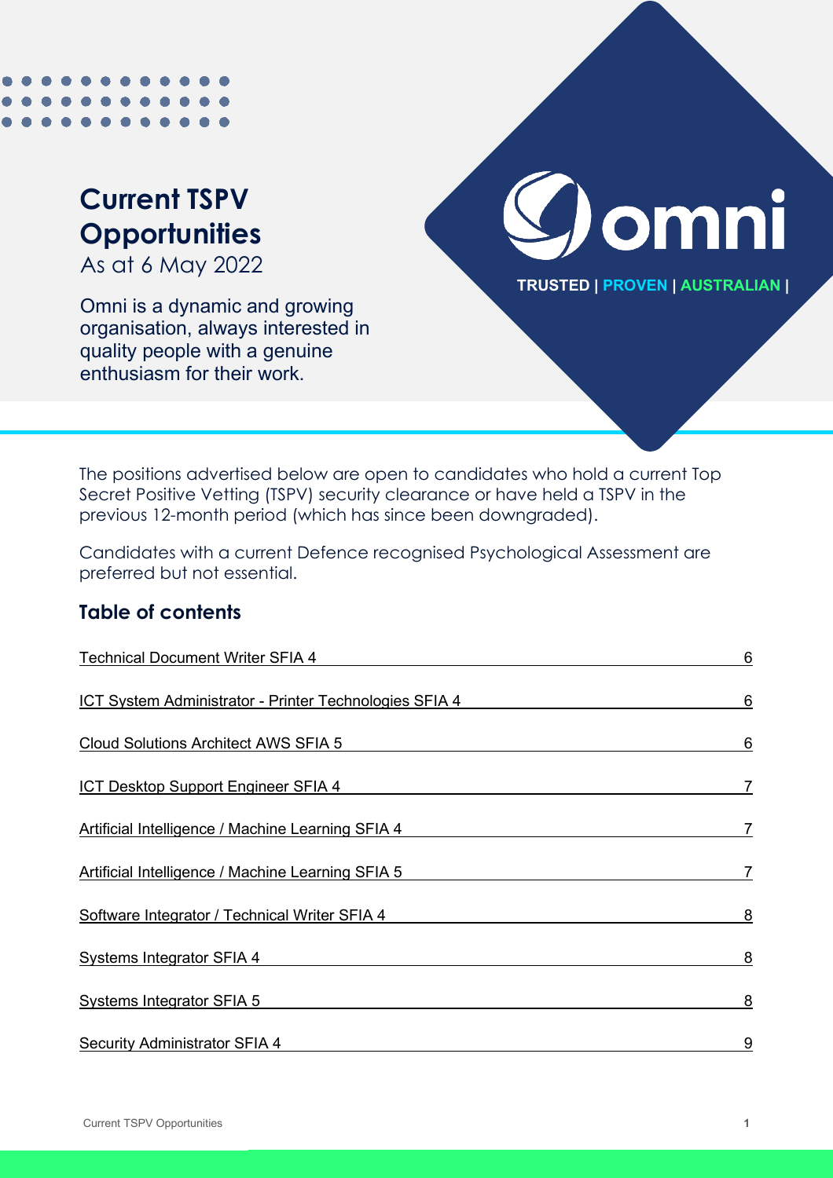# Current TSPV Opportunities

As at 6 May 2022

Omni is a dynamic and growing organisation, always interested in quality people with a genuine enthusiasm for their work.

omni

TRUSTED | PROVEN | AUSTRALIAN |

The positions advertised below are open to candidates who hold a current Top Secret Positive Vetting (TSPV) security clearance or have held a TSPV in the previous 12-month period (which has since been downgraded).

Candidates with a current Defence recognised Psychological Assessment are preferred but not essential.

## Table of contents

| | |
|---|---|
| Technical Document Writer SFIA 4 | 6 |
| ICT System Administrator - Printer Technologies SFIA 4 | 6 |
| Cloud Solutions Architect AWS SFIA 5 | 6 |
| ICT Desktop Support Engineer SFIA 4 | 7 |
| Artificial Intelligence / Machine Learning SFIA 4 | 7 |
| Artificial Intelligence / Machine Learning SFIA 5 | 7 |
| Software Integrator / Technical Writer SFIA 4 | 8 |
| Systems Integrator SFIA 4 | 8 |
| Systems Integrator SFIA 5 | 8 |
| Security Administrator SFIA 4 | 9 |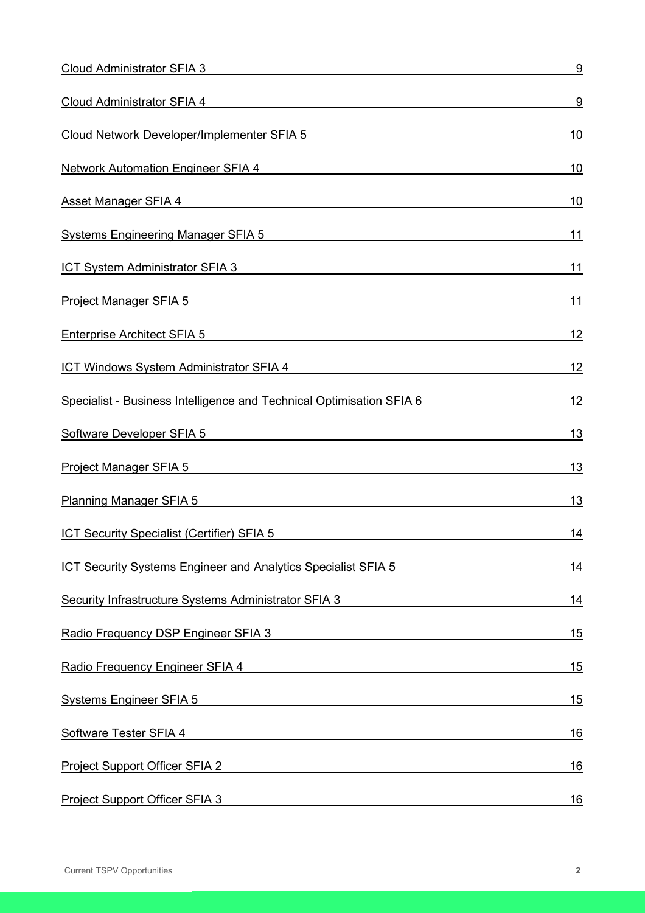| | |
|---|---|
| Cloud Administrator SFIA 3 | 9 |
| Cloud Administrator SFIA 4 | 9 |
| Cloud Network Developer/Implementer SFIA 5 | 10 |
| Network Automation Engineer SFIA 4 | 10 |
| Asset Manager SFIA 4 | 10 |
| Systems Engineering Manager SFIA 5 | 11 |
| ICT System Administrator SFIA 3 | 11 |
| Project Manager SFIA 5 | 11 |
| Enterprise Architect SFIA 5 | 12 |
| ICT Windows System Administrator SFIA 4 | 12 |
| Specialist - Business Intelligence and Technical Optimisation SFIA 6 | 12 |
| Software Developer SFIA 5 | 13 |
| Project Manager SFIA 5 | 13 |
| Planning Manager SFIA 5 | 13 |
| ICT Security Specialist (Certifier) SFIA 5 | 14 |
| ICT Security Systems Engineer and Analytics Specialist SFIA 5 | 14 |
| Security Infrastructure Systems Administrator SFIA 3 | 14 |
| Radio Frequency DSP Engineer SFIA 3 | 15 |
| Radio Frequency Engineer SFIA 4 | 15 |
| Systems Engineer SFIA 5 | 15 |
| Software Tester SFIA 4 | 16 |
| Project Support Officer SFIA 2 | 16 |
| Project Support Officer SFIA 3 | 16 |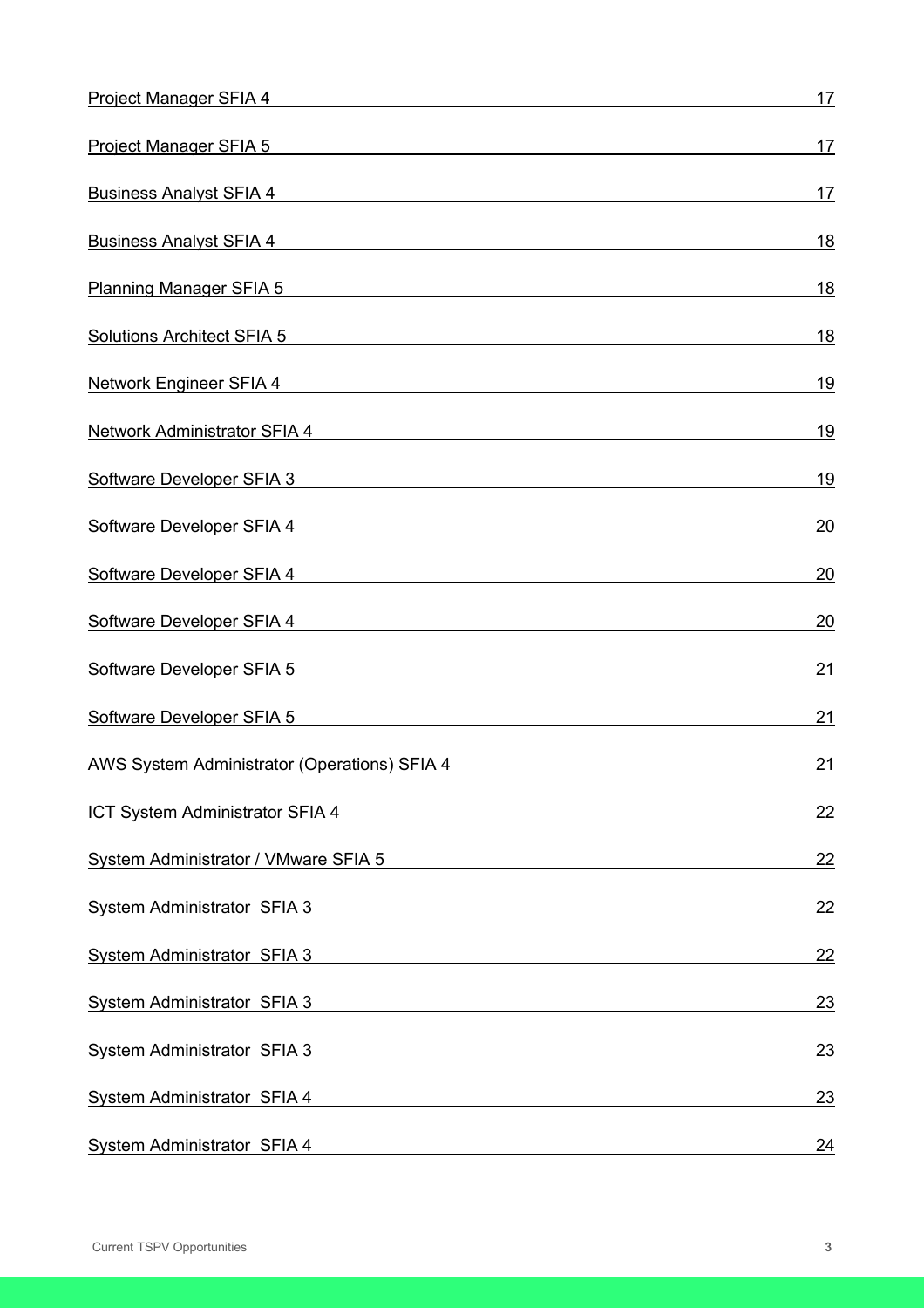| | |
|---|---|
| Project Manager SFIA 4 | 17 |
| Project Manager SFIA 5 | 17 |
| Business Analyst SFIA 4 | 17 |
| Business Analyst SFIA 4 | 18 |
| Planning Manager SFIA 5 | 18 |
| Solutions Architect SFIA 5 | 18 |
| Network Engineer SFIA 4 | 19 |
| Network Administrator SFIA 4 | 19 |
| Software Developer SFIA 3 | 19 |
| Software Developer SFIA 4 | 20 |
| Software Developer SFIA 4 | 20 |
| Software Developer SFIA 4 | 20 |
| Software Developer SFIA 5 | 21 |
| Software Developer SFIA 5 | 21 |
| AWS System Administrator (Operations) SFIA 4 | 21 |
| ICT System Administrator SFIA 4 | 22 |
| System Administrator / VMware SFIA 5 | 22 |
| System Administrator SFIA 3 | 22 |
| System Administrator SFIA 3 | 22 |
| System Administrator SFIA 3 | 23 |
| System Administrator SFIA 3 | 23 |
| System Administrator SFIA 4 | 23 |
| System Administrator SFIA 4 | 24 |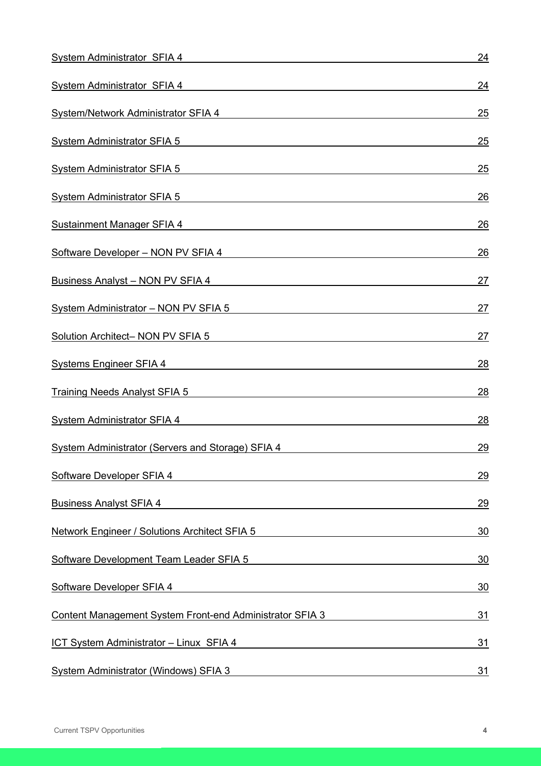| | |
|---|---|
| System Administrator  SFIA 4 | 24 |
| System Administrator  SFIA 4 | 24 |
| System/Network Administrator SFIA 4 | 25 |
| System Administrator SFIA 5 | 25 |
| System Administrator SFIA 5 | 25 |
| System Administrator SFIA 5 | 26 |
| Sustainment Manager SFIA 4 | 26 |
| Software Developer – NON PV SFIA 4 | 26 |
| Business Analyst – NON PV SFIA 4 | 27 |
| System Administrator – NON PV SFIA 5 | 27 |
| Solution Architect– NON PV SFIA 5 | 27 |
| Systems Engineer SFIA 4 | 28 |
| Training Needs Analyst SFIA 5 | 28 |
| System Administrator SFIA 4 | 28 |
| System Administrator (Servers and Storage) SFIA 4 | 29 |
| Software Developer SFIA 4 | 29 |
| Business Analyst SFIA 4 | 29 |
| Network Engineer / Solutions Architect SFIA 5 | 30 |
| Software Development Team Leader SFIA 5 | 30 |
| Software Developer SFIA 4 | 30 |
| Content Management System Front-end Administrator SFIA 3 | 31 |
| ICT System Administrator – Linux  SFIA 4 | 31 |
| System Administrator (Windows) SFIA 3 | 31 |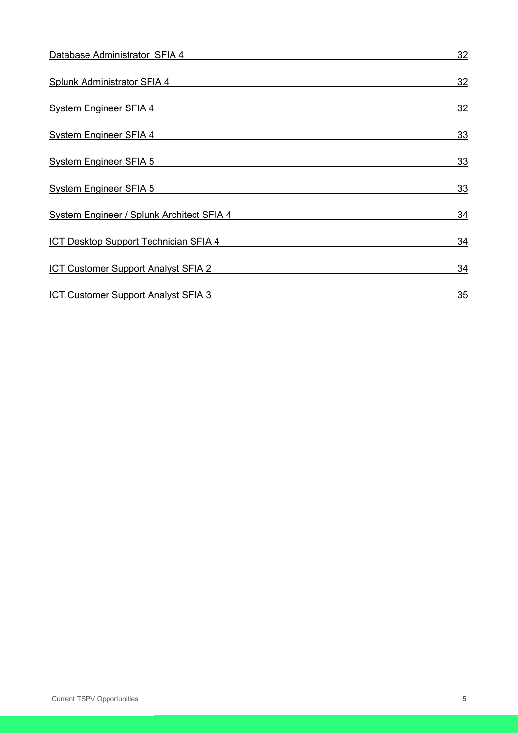Database Administrator  SFIA 4 32

Splunk Administrator SFIA 4 32

System Engineer SFIA 4 32

System Engineer SFIA 4 33

System Engineer SFIA 5 33

System Engineer SFIA 5 33

System Engineer / Splunk Architect SFIA 4 34

ICT Desktop Support Technician SFIA 4 34

ICT Customer Support Analyst SFIA 2 34

ICT Customer Support Analyst SFIA 3 35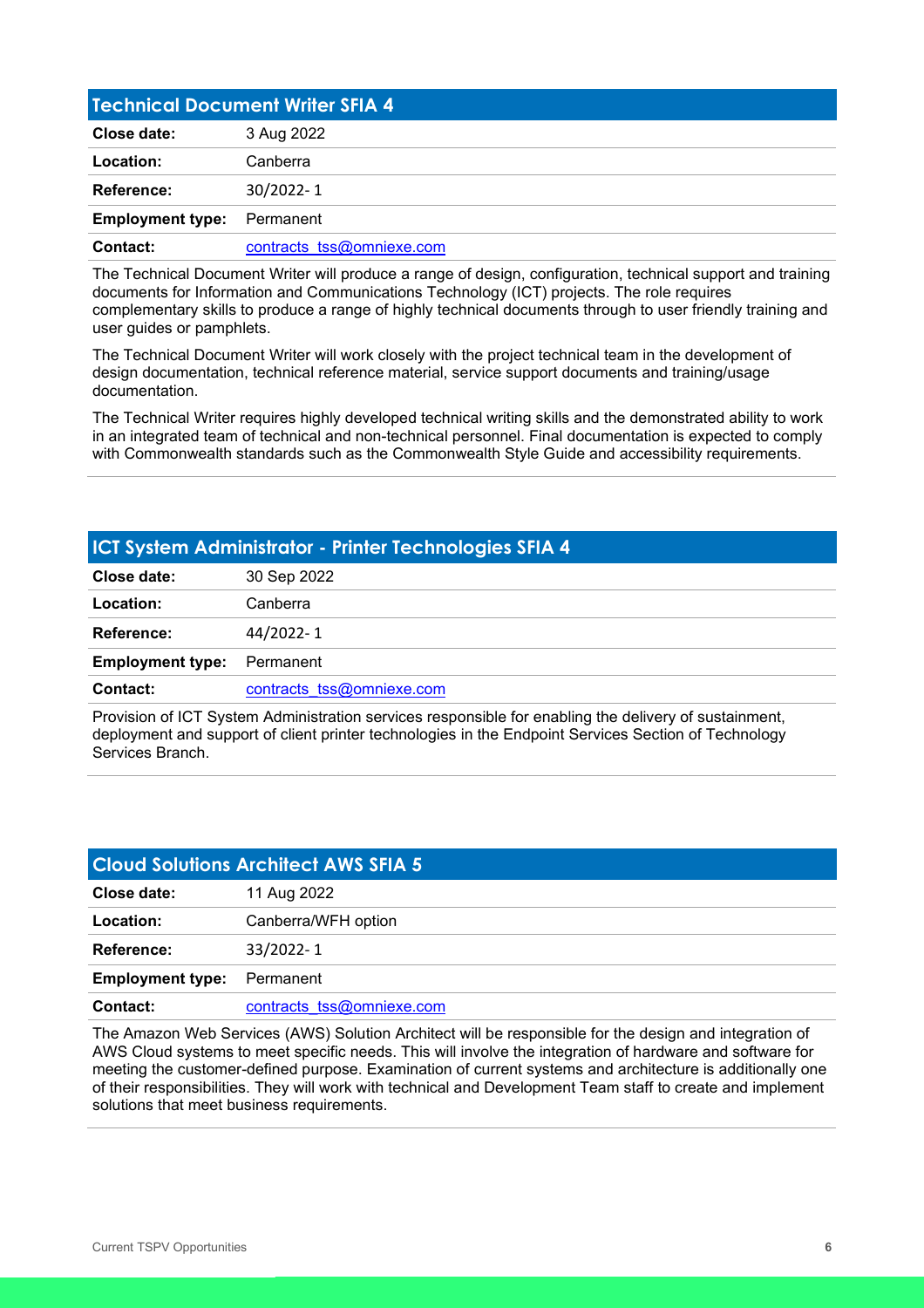## Technical Document Writer SFIA 4

| | |
|---|---|
| **Close date:** | 3 Aug 2022 |
| **Location:** | Canberra |
| **Reference:** | 30/2022- 1 |
| **Employment type:** | Permanent |
| **Contact:** | contracts_tss@omniexe.com |

The Technical Document Writer will produce a range of design, configuration, technical support and training documents for Information and Communications Technology (ICT) projects. The role requires complementary skills to produce a range of highly technical documents through to user friendly training and user guides or pamphlets.

The Technical Document Writer will work closely with the project technical team in the development of design documentation, technical reference material, service support documents and training/usage documentation.

The Technical Writer requires highly developed technical writing skills and the demonstrated ability to work in an integrated team of technical and non-technical personnel. Final documentation is expected to comply with Commonwealth standards such as the Commonwealth Style Guide and accessibility requirements.

## ICT System Administrator - Printer Technologies SFIA 4

| | |
|---|---|
| **Close date:** | 30 Sep 2022 |
| **Location:** | Canberra |
| **Reference:** | 44/2022- 1 |
| **Employment type:** | Permanent |
| **Contact:** | contracts_tss@omniexe.com |

Provision of ICT System Administration services responsible for enabling the delivery of sustainment, deployment and support of client printer technologies in the Endpoint Services Section of Technology Services Branch.

## Cloud Solutions Architect AWS SFIA 5

| | |
|---|---|
| **Close date:** | 11 Aug 2022 |
| **Location:** | Canberra/WFH option |
| **Reference:** | 33/2022- 1 |
| **Employment type:** | Permanent |
| **Contact:** | contracts_tss@omniexe.com |

The Amazon Web Services (AWS) Solution Architect will be responsible for the design and integration of AWS Cloud systems to meet specific needs. This will involve the integration of hardware and software for meeting the customer-defined purpose. Examination of current systems and architecture is additionally one of their responsibilities. They will work with technical and Development Team staff to create and implement solutions that meet business requirements.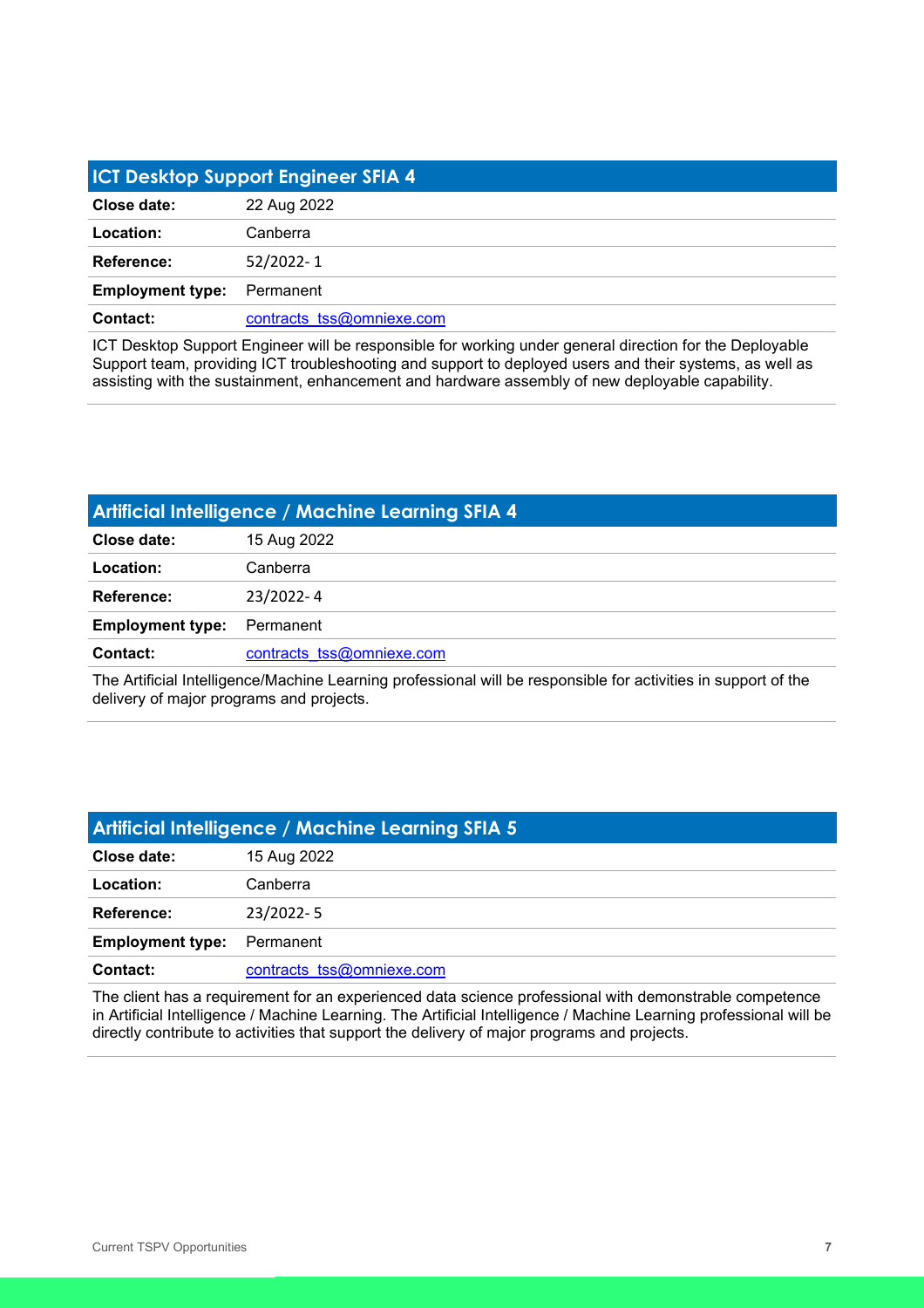## ICT Desktop Support Engineer SFIA 4

| | |
|---|---|
| **Close date:** | 22 Aug 2022 |
| **Location:** | Canberra |
| **Reference:** | 52/2022- 1 |
| **Employment type:** | Permanent |
| **Contact:** | contracts_tss@omniexe.com |

ICT Desktop Support Engineer will be responsible for working under general direction for the Deployable Support team, providing ICT troubleshooting and support to deployed users and their systems, as well as assisting with the sustainment, enhancement and hardware assembly of new deployable capability.

## Artificial Intelligence / Machine Learning SFIA 4

| | |
|---|---|
| **Close date:** | 15 Aug 2022 |
| **Location:** | Canberra |
| **Reference:** | 23/2022- 4 |
| **Employment type:** | Permanent |
| **Contact:** | contracts_tss@omniexe.com |

The Artificial Intelligence/Machine Learning professional will be responsible for activities in support of the delivery of major programs and projects.

## Artificial Intelligence / Machine Learning SFIA 5

| | |
|---|---|
| **Close date:** | 15 Aug 2022 |
| **Location:** | Canberra |
| **Reference:** | 23/2022- 5 |
| **Employment type:** | Permanent |
| **Contact:** | contracts_tss@omniexe.com |

The client has a requirement for an experienced data science professional with demonstrable competence in Artificial Intelligence / Machine Learning. The Artificial Intelligence / Machine Learning professional will be directly contribute to activities that support the delivery of major programs and projects.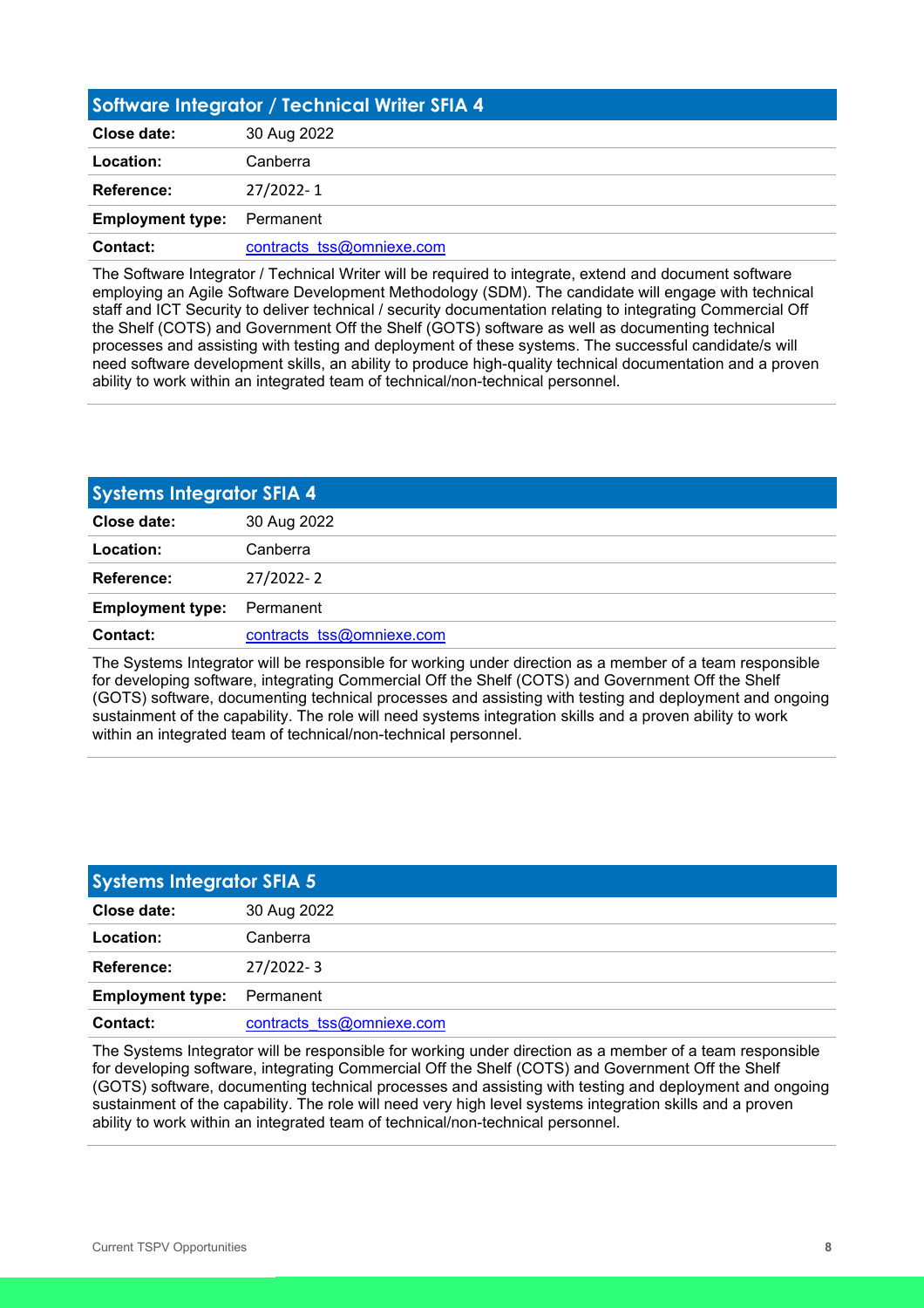## Software Integrator / Technical Writer SFIA 4

| | |
|---|---|
| **Close date:** | 30 Aug 2022 |
| **Location:** | Canberra |
| **Reference:** | 27/2022- 1 |
| **Employment type:** | Permanent |
| **Contact:** | contracts_tss@omniexe.com |

The Software Integrator / Technical Writer will be required to integrate, extend and document software employing an Agile Software Development Methodology (SDM). The candidate will engage with technical staff and ICT Security to deliver technical / security documentation relating to integrating Commercial Off the Shelf (COTS) and Government Off the Shelf (GOTS) software as well as documenting technical processes and assisting with testing and deployment of these systems. The successful candidate/s will need software development skills, an ability to produce high-quality technical documentation and a proven ability to work within an integrated team of technical/non-technical personnel.

## Systems Integrator SFIA 4

| | |
|---|---|
| **Close date:** | 30 Aug 2022 |
| **Location:** | Canberra |
| **Reference:** | 27/2022- 2 |
| **Employment type:** | Permanent |
| **Contact:** | contracts_tss@omniexe.com |

The Systems Integrator will be responsible for working under direction as a member of a team responsible for developing software, integrating Commercial Off the Shelf (COTS) and Government Off the Shelf (GOTS) software, documenting technical processes and assisting with testing and deployment and ongoing sustainment of the capability. The role will need systems integration skills and a proven ability to work within an integrated team of technical/non-technical personnel.

## Systems Integrator SFIA 5

| | |
|---|---|
| **Close date:** | 30 Aug 2022 |
| **Location:** | Canberra |
| **Reference:** | 27/2022- 3 |
| **Employment type:** | Permanent |
| **Contact:** | contracts_tss@omniexe.com |

The Systems Integrator will be responsible for working under direction as a member of a team responsible for developing software, integrating Commercial Off the Shelf (COTS) and Government Off the Shelf (GOTS) software, documenting technical processes and assisting with testing and deployment and ongoing sustainment of the capability. The role will need very high level systems integration skills and a proven ability to work within an integrated team of technical/non-technical personnel.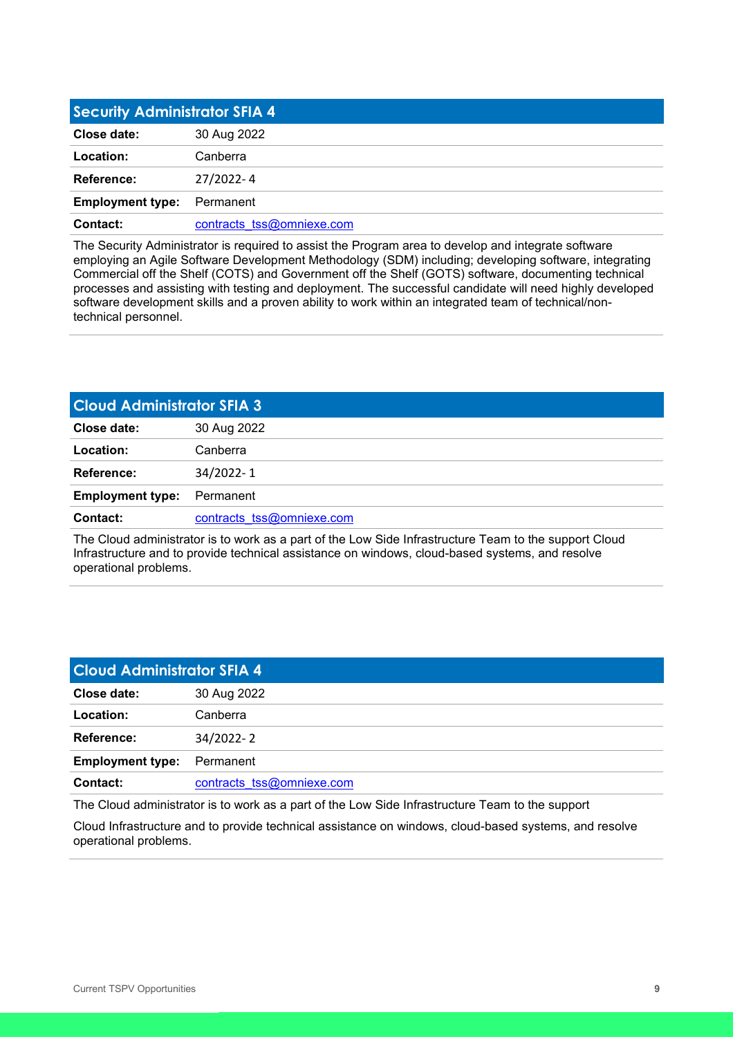## Security Administrator SFIA 4

| | |
|---|---|
| **Close date:** | 30 Aug 2022 |
| **Location:** | Canberra |
| **Reference:** | 27/2022- 4 |
| **Employment type:** | Permanent |
| **Contact:** | contracts_tss@omniexe.com |

The Security Administrator is required to assist the Program area to develop and integrate software employing an Agile Software Development Methodology (SDM) including; developing software, integrating Commercial off the Shelf (COTS) and Government off the Shelf (GOTS) software, documenting technical processes and assisting with testing and deployment. The successful candidate will need highly developed software development skills and a proven ability to work within an integrated team of technical/non-technical personnel.

## Cloud Administrator SFIA 3

| | |
|---|---|
| **Close date:** | 30 Aug 2022 |
| **Location:** | Canberra |
| **Reference:** | 34/2022- 1 |
| **Employment type:** | Permanent |
| **Contact:** | contracts_tss@omniexe.com |

The Cloud administrator is to work as a part of the Low Side Infrastructure Team to the support Cloud Infrastructure and to provide technical assistance on windows, cloud-based systems, and resolve operational problems.

## Cloud Administrator SFIA 4

| | |
|---|---|
| **Close date:** | 30 Aug 2022 |
| **Location:** | Canberra |
| **Reference:** | 34/2022- 2 |
| **Employment type:** | Permanent |
| **Contact:** | contracts_tss@omniexe.com |

The Cloud administrator is to work as a part of the Low Side Infrastructure Team to the support

Cloud Infrastructure and to provide technical assistance on windows, cloud-based systems, and resolve operational problems.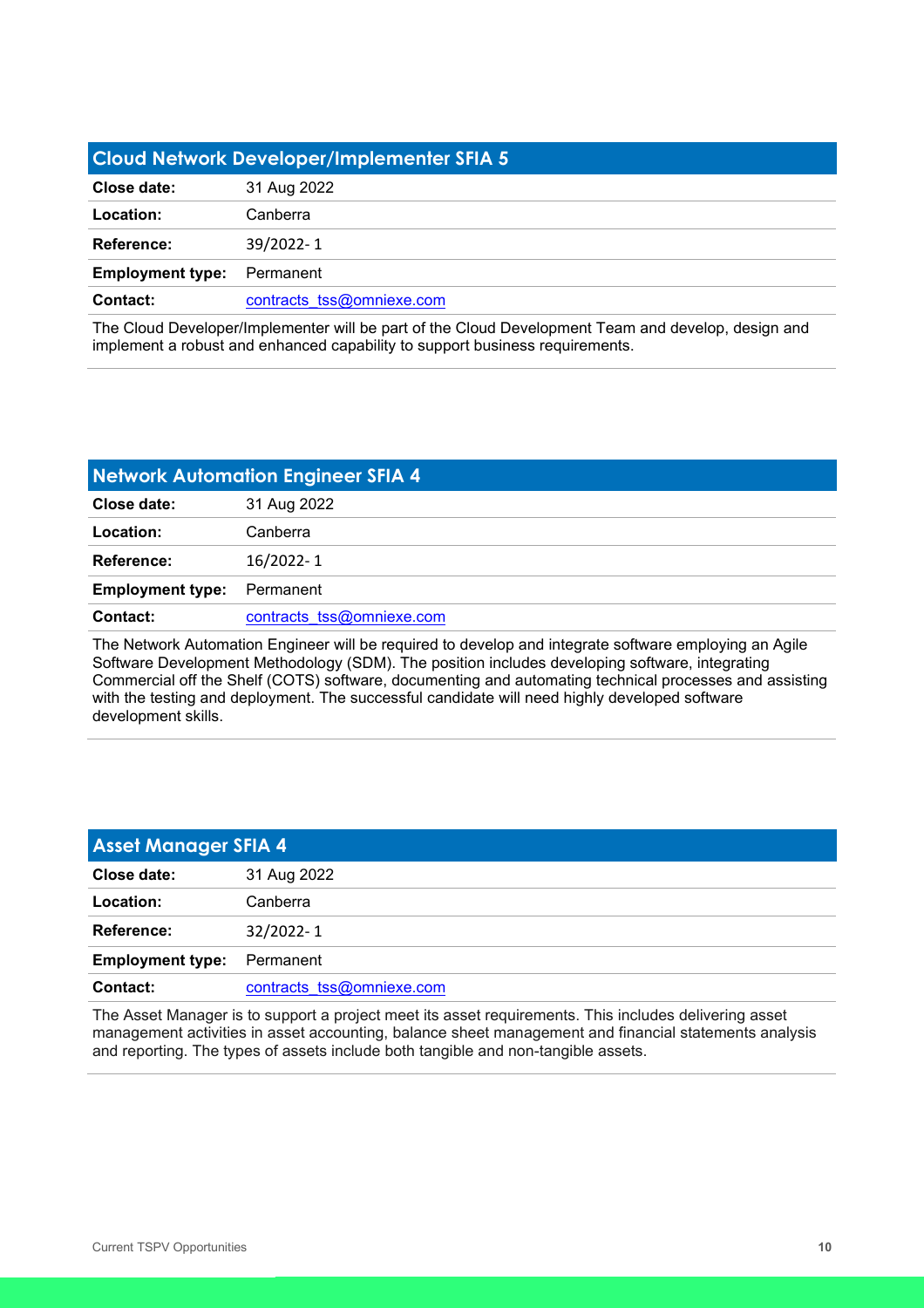## Cloud Network Developer/Implementer SFIA 5

| | |
|---|---|
| **Close date:** | 31 Aug 2022 |
| **Location:** | Canberra |
| **Reference:** | 39/2022- 1 |
| **Employment type:** | Permanent |
| **Contact:** | contracts_tss@omniexe.com |

The Cloud Developer/Implementer will be part of the Cloud Development Team and develop, design and implement a robust and enhanced capability to support business requirements.

## Network Automation Engineer SFIA 4

| | |
|---|---|
| **Close date:** | 31 Aug 2022 |
| **Location:** | Canberra |
| **Reference:** | 16/2022- 1 |
| **Employment type:** | Permanent |
| **Contact:** | contracts_tss@omniexe.com |

The Network Automation Engineer will be required to develop and integrate software employing an Agile Software Development Methodology (SDM). The position includes developing software, integrating Commercial off the Shelf (COTS) software, documenting and automating technical processes and assisting with the testing and deployment. The successful candidate will need highly developed software development skills.

## Asset Manager SFIA 4

| | |
|---|---|
| **Close date:** | 31 Aug 2022 |
| **Location:** | Canberra |
| **Reference:** | 32/2022- 1 |
| **Employment type:** | Permanent |
| **Contact:** | contracts_tss@omniexe.com |

The Asset Manager is to support a project meet its asset requirements. This includes delivering asset management activities in asset accounting, balance sheet management and financial statements analysis and reporting. The types of assets include both tangible and non-tangible assets.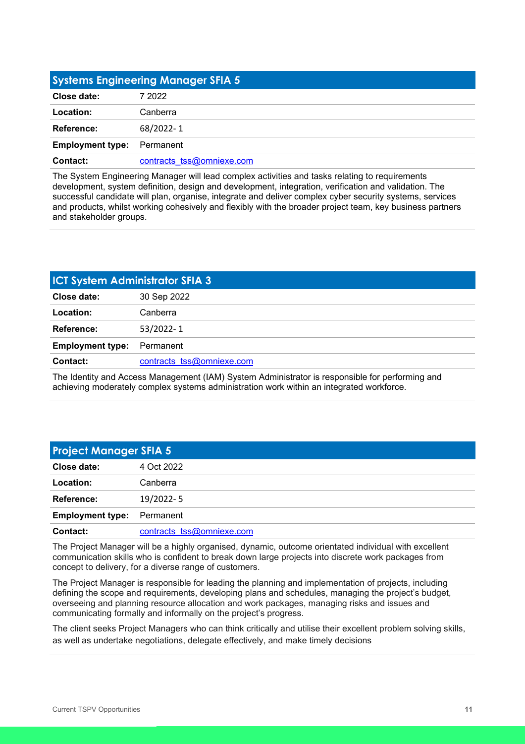## Systems Engineering Manager SFIA 5

| | |
|---|---|
| **Close date:** | 7 2022 |
| **Location:** | Canberra |
| **Reference:** | 68/2022- 1 |
| **Employment type:** | Permanent |
| **Contact:** | contracts_tss@omniexe.com |

The System Engineering Manager will lead complex activities and tasks relating to requirements development, system definition, design and development, integration, verification and validation. The successful candidate will plan, organise, integrate and deliver complex cyber security systems, services and products, whilst working cohesively and flexibly with the broader project team, key business partners and stakeholder groups.

## ICT System Administrator SFIA 3

| | |
|---|---|
| **Close date:** | 30 Sep 2022 |
| **Location:** | Canberra |
| **Reference:** | 53/2022- 1 |
| **Employment type:** | Permanent |
| **Contact:** | contracts_tss@omniexe.com |

The Identity and Access Management (IAM) System Administrator is responsible for performing and achieving moderately complex systems administration work within an integrated workforce.

## Project Manager SFIA 5

| | |
|---|---|
| **Close date:** | 4 Oct 2022 |
| **Location:** | Canberra |
| **Reference:** | 19/2022- 5 |
| **Employment type:** | Permanent |
| **Contact:** | contracts_tss@omniexe.com |

The Project Manager will be a highly organised, dynamic, outcome orientated individual with excellent communication skills who is confident to break down large projects into discrete work packages from concept to delivery, for a diverse range of customers.

The Project Manager is responsible for leading the planning and implementation of projects, including defining the scope and requirements, developing plans and schedules, managing the project's budget, overseeing and planning resource allocation and work packages, managing risks and issues and communicating formally and informally on the project's progress.

The client seeks Project Managers who can think critically and utilise their excellent problem solving skills, as well as undertake negotiations, delegate effectively, and make timely decisions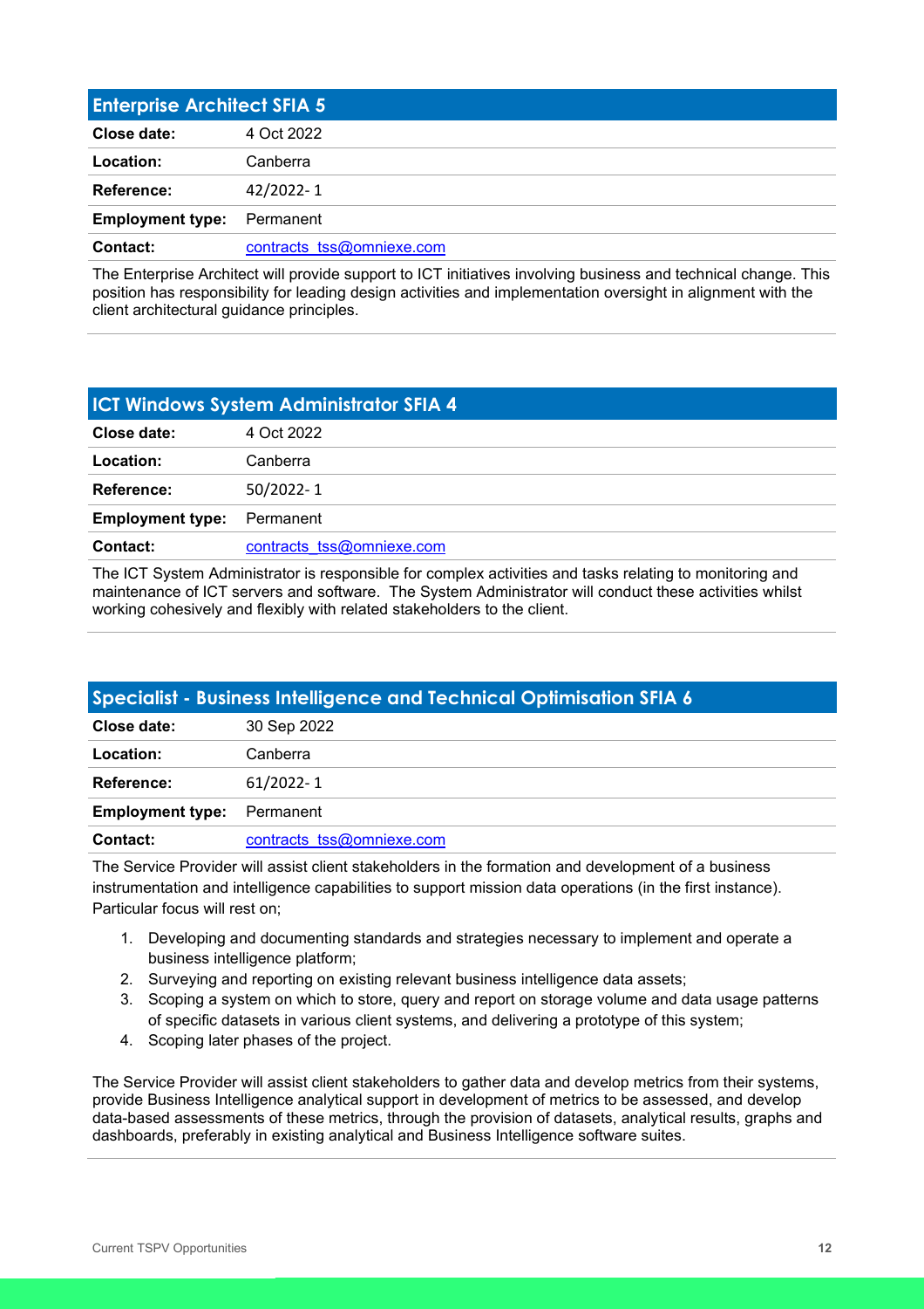## Enterprise Architect SFIA 5

| | |
|---|---|
| **Close date:** | 4 Oct 2022 |
| **Location:** | Canberra |
| **Reference:** | 42/2022- 1 |
| **Employment type:** | Permanent |
| **Contact:** | contracts_tss@omniexe.com |

The Enterprise Architect will provide support to ICT initiatives involving business and technical change. This position has responsibility for leading design activities and implementation oversight in alignment with the client architectural guidance principles.

## ICT Windows System Administrator SFIA 4

| | |
|---|---|
| **Close date:** | 4 Oct 2022 |
| **Location:** | Canberra |
| **Reference:** | 50/2022- 1 |
| **Employment type:** | Permanent |
| **Contact:** | contracts_tss@omniexe.com |

The ICT System Administrator is responsible for complex activities and tasks relating to monitoring and maintenance of ICT servers and software. The System Administrator will conduct these activities whilst working cohesively and flexibly with related stakeholders to the client.

## Specialist - Business Intelligence and Technical Optimisation SFIA 6

| | |
|---|---|
| **Close date:** | 30 Sep 2022 |
| **Location:** | Canberra |
| **Reference:** | 61/2022- 1 |
| **Employment type:** | Permanent |
| **Contact:** | contracts_tss@omniexe.com |

The Service Provider will assist client stakeholders in the formation and development of a business instrumentation and intelligence capabilities to support mission data operations (in the first instance). Particular focus will rest on;

1. Developing and documenting standards and strategies necessary to implement and operate a business intelligence platform;
2. Surveying and reporting on existing relevant business intelligence data assets;
3. Scoping a system on which to store, query and report on storage volume and data usage patterns of specific datasets in various client systems, and delivering a prototype of this system;
4. Scoping later phases of the project.

The Service Provider will assist client stakeholders to gather data and develop metrics from their systems, provide Business Intelligence analytical support in development of metrics to be assessed, and develop data-based assessments of these metrics, through the provision of datasets, analytical results, graphs and dashboards, preferably in existing analytical and Business Intelligence software suites.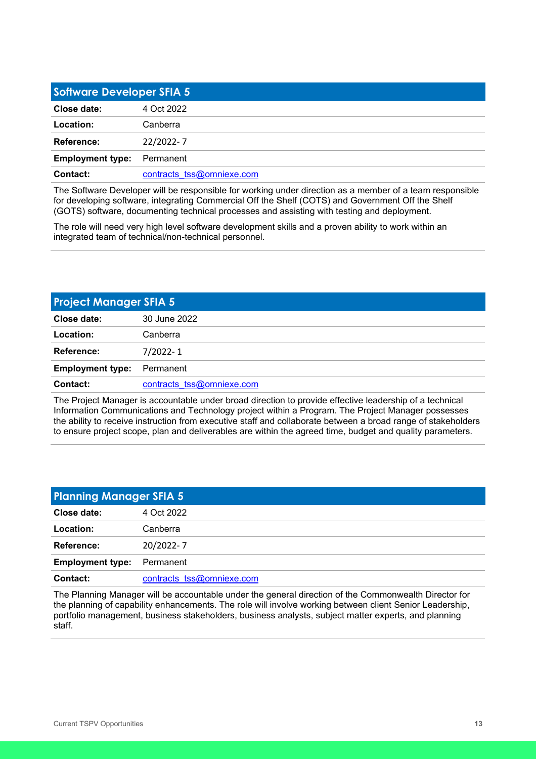## Software Developer SFIA 5

| | |
|---|---|
| **Close date:** | 4 Oct 2022 |
| **Location:** | Canberra |
| **Reference:** | 22/2022- 7 |
| **Employment type:** | Permanent |
| **Contact:** | contracts_tss@omniexe.com |

The Software Developer will be responsible for working under direction as a member of a team responsible for developing software, integrating Commercial Off the Shelf (COTS) and Government Off the Shelf (GOTS) software, documenting technical processes and assisting with testing and deployment.

The role will need very high level software development skills and a proven ability to work within an integrated team of technical/non-technical personnel.

## Project Manager SFIA 5

| | |
|---|---|
| **Close date:** | 30 June 2022 |
| **Location:** | Canberra |
| **Reference:** | 7/2022- 1 |
| **Employment type:** | Permanent |
| **Contact:** | contracts_tss@omniexe.com |

The Project Manager is accountable under broad direction to provide effective leadership of a technical Information Communications and Technology project within a Program. The Project Manager possesses the ability to receive instruction from executive staff and collaborate between a broad range of stakeholders to ensure project scope, plan and deliverables are within the agreed time, budget and quality parameters.

## Planning Manager SFIA 5

| | |
|---|---|
| **Close date:** | 4 Oct 2022 |
| **Location:** | Canberra |
| **Reference:** | 20/2022- 7 |
| **Employment type:** | Permanent |
| **Contact:** | contracts_tss@omniexe.com |

The Planning Manager will be accountable under the general direction of the Commonwealth Director for the planning of capability enhancements. The role will involve working between client Senior Leadership, portfolio management, business stakeholders, business analysts, subject matter experts, and planning staff.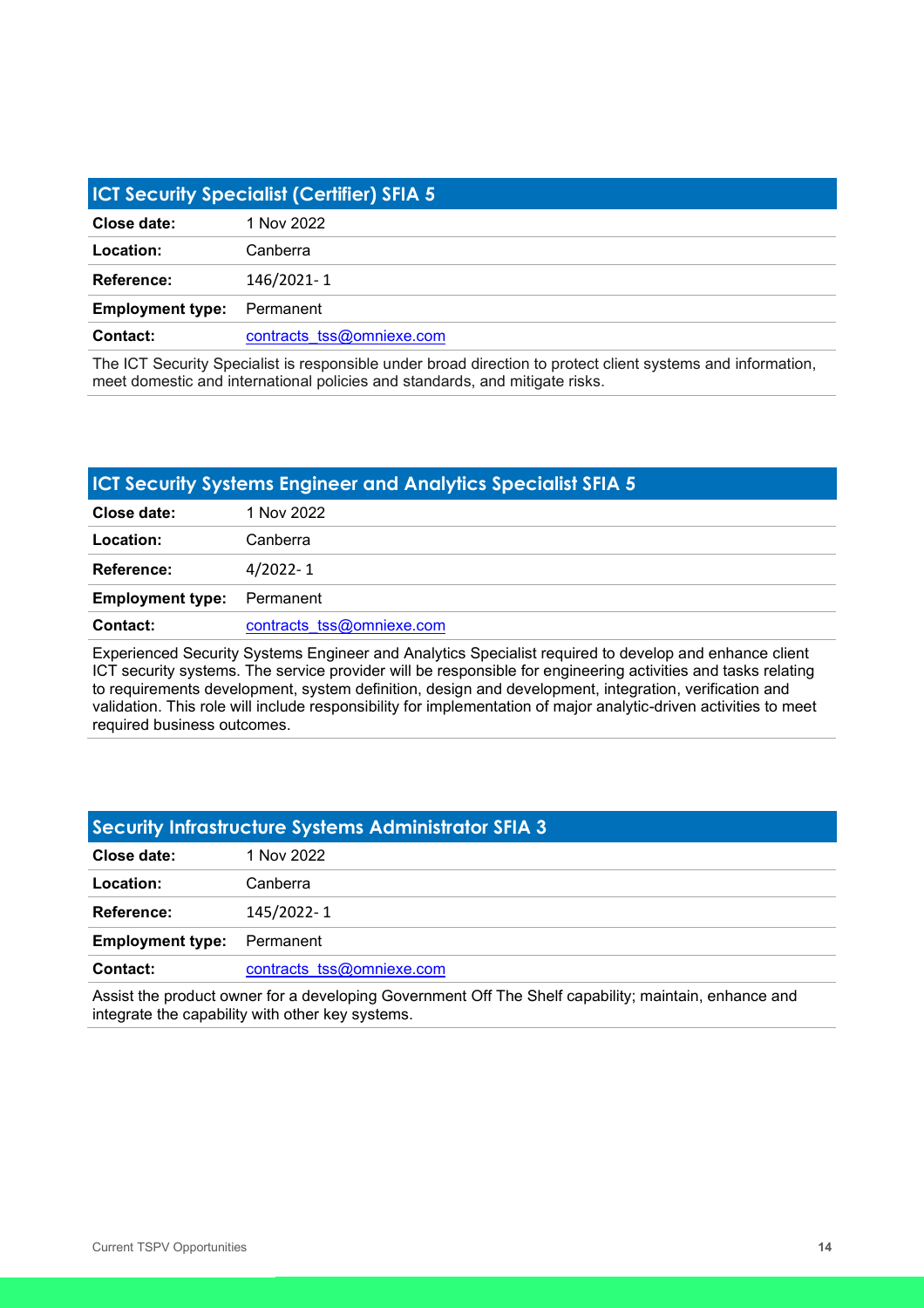## ICT Security Specialist (Certifier) SFIA 5

| | |
|---|---|
| **Close date:** | 1 Nov 2022 |
| **Location:** | Canberra |
| **Reference:** | 146/2021- 1 |
| **Employment type:** | Permanent |
| **Contact:** | contracts_tss@omniexe.com |

The ICT Security Specialist is responsible under broad direction to protect client systems and information, meet domestic and international policies and standards, and mitigate risks.

## ICT Security Systems Engineer and Analytics Specialist SFIA 5

| | |
|---|---|
| **Close date:** | 1 Nov 2022 |
| **Location:** | Canberra |
| **Reference:** | 4/2022- 1 |
| **Employment type:** | Permanent |
| **Contact:** | contracts_tss@omniexe.com |

Experienced Security Systems Engineer and Analytics Specialist required to develop and enhance client ICT security systems. The service provider will be responsible for engineering activities and tasks relating to requirements development, system definition, design and development, integration, verification and validation. This role will include responsibility for implementation of major analytic-driven activities to meet required business outcomes.

## Security Infrastructure Systems Administrator SFIA 3

| | |
|---|---|
| **Close date:** | 1 Nov 2022 |
| **Location:** | Canberra |
| **Reference:** | 145/2022- 1 |
| **Employment type:** | Permanent |
| **Contact:** | contracts_tss@omniexe.com |

Assist the product owner for a developing Government Off The Shelf capability; maintain, enhance and integrate the capability with other key systems.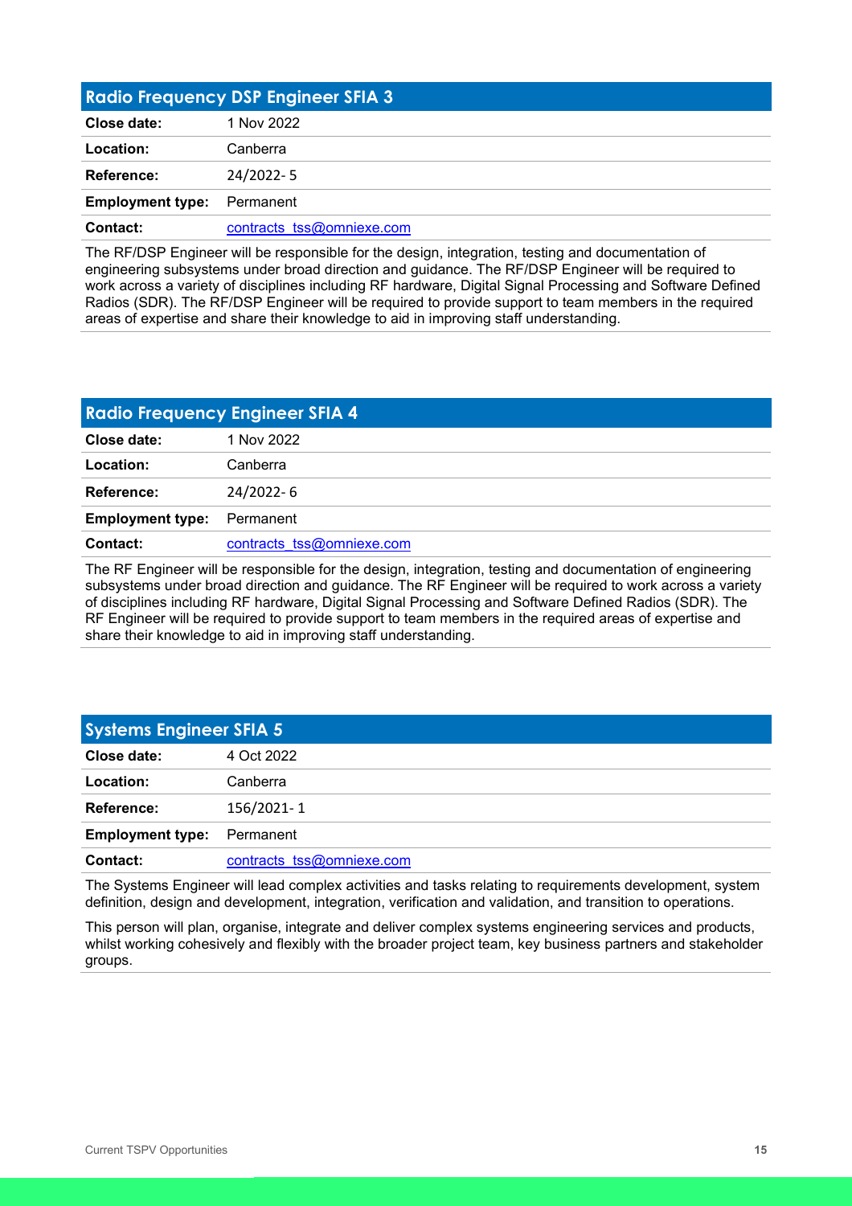## Radio Frequency DSP Engineer SFIA 3

| | |
|---|---|
| **Close date:** | 1 Nov 2022 |
| **Location:** | Canberra |
| **Reference:** | 24/2022- 5 |
| **Employment type:** | Permanent |
| **Contact:** | contracts_tss@omniexe.com |

The RF/DSP Engineer will be responsible for the design, integration, testing and documentation of engineering subsystems under broad direction and guidance. The RF/DSP Engineer will be required to work across a variety of disciplines including RF hardware, Digital Signal Processing and Software Defined Radios (SDR). The RF/DSP Engineer will be required to provide support to team members in the required areas of expertise and share their knowledge to aid in improving staff understanding.

## Radio Frequency Engineer SFIA 4

| | |
|---|---|
| **Close date:** | 1 Nov 2022 |
| **Location:** | Canberra |
| **Reference:** | 24/2022- 6 |
| **Employment type:** | Permanent |
| **Contact:** | contracts_tss@omniexe.com |

The RF Engineer will be responsible for the design, integration, testing and documentation of engineering subsystems under broad direction and guidance. The RF Engineer will be required to work across a variety of disciplines including RF hardware, Digital Signal Processing and Software Defined Radios (SDR). The RF Engineer will be required to provide support to team members in the required areas of expertise and share their knowledge to aid in improving staff understanding.

## Systems Engineer SFIA 5

| | |
|---|---|
| **Close date:** | 4 Oct 2022 |
| **Location:** | Canberra |
| **Reference:** | 156/2021- 1 |
| **Employment type:** | Permanent |
| **Contact:** | contracts_tss@omniexe.com |

The Systems Engineer will lead complex activities and tasks relating to requirements development, system definition, design and development, integration, verification and validation, and transition to operations.

This person will plan, organise, integrate and deliver complex systems engineering services and products, whilst working cohesively and flexibly with the broader project team, key business partners and stakeholder groups.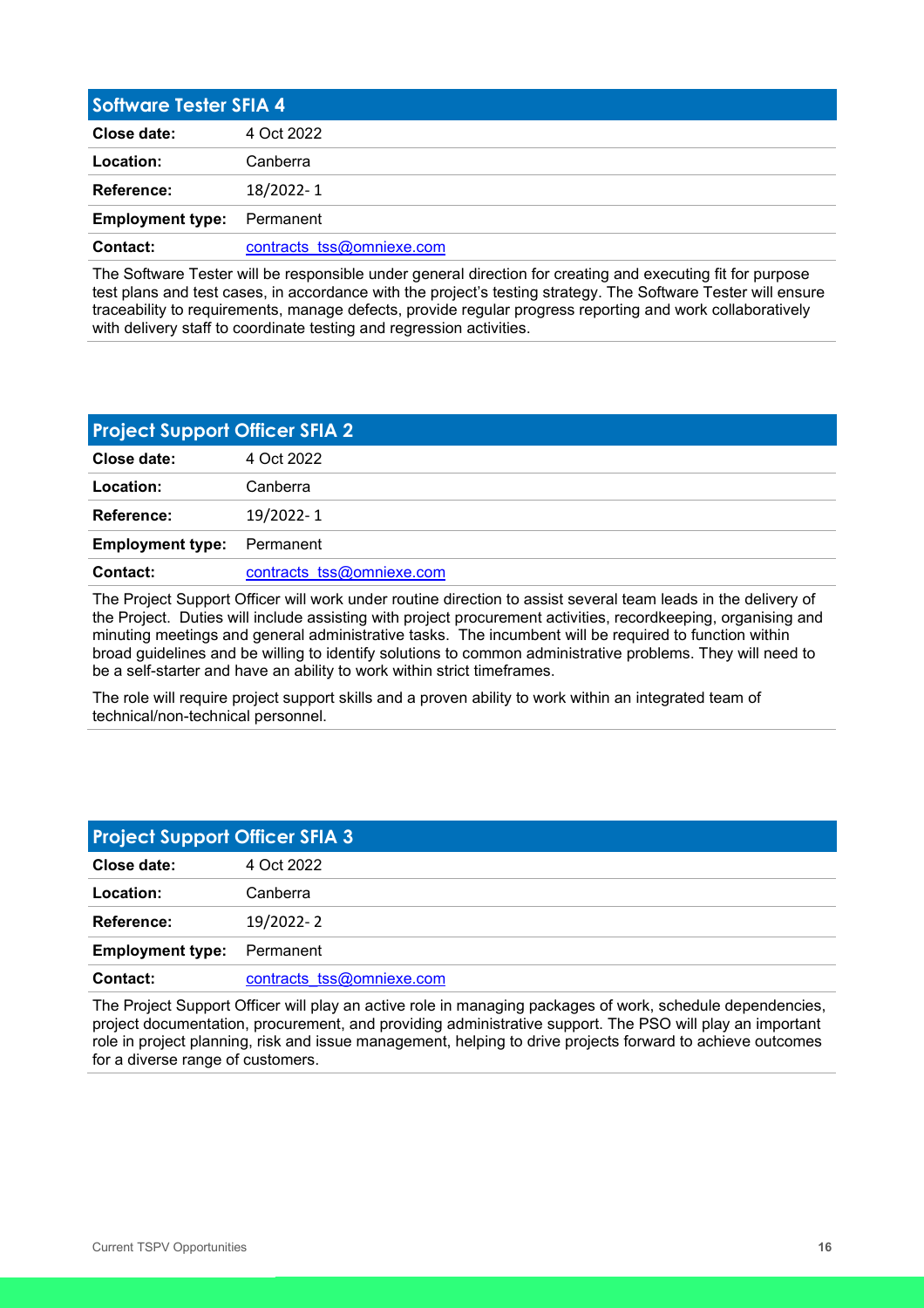## Software Tester SFIA 4

| | |
|---|---|
| **Close date:** | 4 Oct 2022 |
| **Location:** | Canberra |
| **Reference:** | 18/2022- 1 |
| **Employment type:** | Permanent |
| **Contact:** | contracts_tss@omniexe.com |

The Software Tester will be responsible under general direction for creating and executing fit for purpose test plans and test cases, in accordance with the project's testing strategy. The Software Tester will ensure traceability to requirements, manage defects, provide regular progress reporting and work collaboratively with delivery staff to coordinate testing and regression activities.

## Project Support Officer SFIA 2

| | |
|---|---|
| **Close date:** | 4 Oct 2022 |
| **Location:** | Canberra |
| **Reference:** | 19/2022- 1 |
| **Employment type:** | Permanent |
| **Contact:** | contracts_tss@omniexe.com |

The Project Support Officer will work under routine direction to assist several team leads in the delivery of the Project. Duties will include assisting with project procurement activities, recordkeeping, organising and minuting meetings and general administrative tasks. The incumbent will be required to function within broad guidelines and be willing to identify solutions to common administrative problems. They will need to be a self-starter and have an ability to work within strict timeframes.

The role will require project support skills and a proven ability to work within an integrated team of technical/non-technical personnel.

## Project Support Officer SFIA 3

| | |
|---|---|
| **Close date:** | 4 Oct 2022 |
| **Location:** | Canberra |
| **Reference:** | 19/2022- 2 |
| **Employment type:** | Permanent |
| **Contact:** | contracts_tss@omniexe.com |

The Project Support Officer will play an active role in managing packages of work, schedule dependencies, project documentation, procurement, and providing administrative support. The PSO will play an important role in project planning, risk and issue management, helping to drive projects forward to achieve outcomes for a diverse range of customers.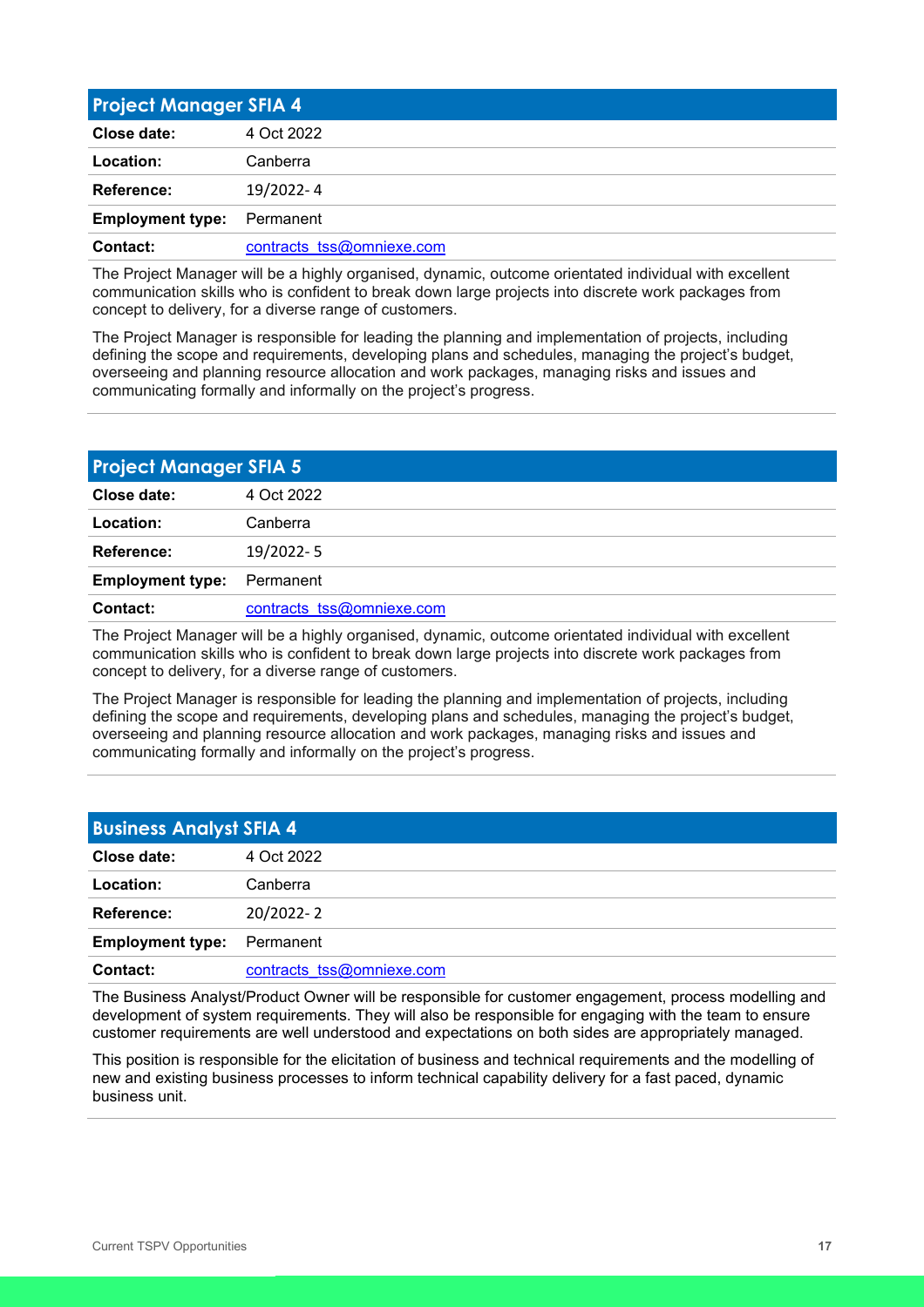## Project Manager SFIA 4

| | |
|---|---|
| **Close date:** | 4 Oct 2022 |
| **Location:** | Canberra |
| **Reference:** | 19/2022- 4 |
| **Employment type:** | Permanent |
| **Contact:** | contracts_tss@omniexe.com |

The Project Manager will be a highly organised, dynamic, outcome orientated individual with excellent communication skills who is confident to break down large projects into discrete work packages from concept to delivery, for a diverse range of customers.

The Project Manager is responsible for leading the planning and implementation of projects, including defining the scope and requirements, developing plans and schedules, managing the project's budget, overseeing and planning resource allocation and work packages, managing risks and issues and communicating formally and informally on the project's progress.

## Project Manager SFIA 5

| | |
|---|---|
| **Close date:** | 4 Oct 2022 |
| **Location:** | Canberra |
| **Reference:** | 19/2022- 5 |
| **Employment type:** | Permanent |
| **Contact:** | contracts_tss@omniexe.com |

The Project Manager will be a highly organised, dynamic, outcome orientated individual with excellent communication skills who is confident to break down large projects into discrete work packages from concept to delivery, for a diverse range of customers.

The Project Manager is responsible for leading the planning and implementation of projects, including defining the scope and requirements, developing plans and schedules, managing the project's budget, overseeing and planning resource allocation and work packages, managing risks and issues and communicating formally and informally on the project's progress.

## Business Analyst SFIA 4

| | |
|---|---|
| **Close date:** | 4 Oct 2022 |
| **Location:** | Canberra |
| **Reference:** | 20/2022- 2 |
| **Employment type:** | Permanent |
| **Contact:** | contracts_tss@omniexe.com |

The Business Analyst/Product Owner will be responsible for customer engagement, process modelling and development of system requirements. They will also be responsible for engaging with the team to ensure customer requirements are well understood and expectations on both sides are appropriately managed.

This position is responsible for the elicitation of business and technical requirements and the modelling of new and existing business processes to inform technical capability delivery for a fast paced, dynamic business unit.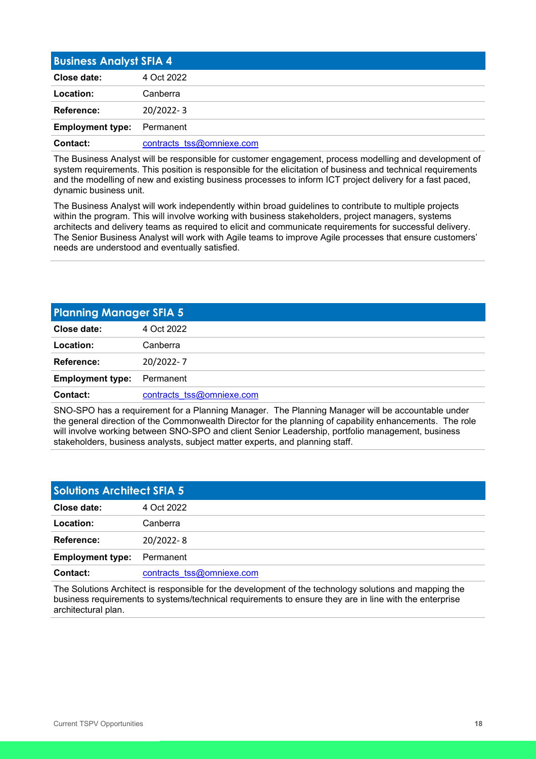## Business Analyst SFIA 4

| | |
|---|---|
| **Close date:** | 4 Oct 2022 |
| **Location:** | Canberra |
| **Reference:** | 20/2022- 3 |
| **Employment type:** | Permanent |
| **Contact:** | contracts_tss@omniexe.com |

The Business Analyst will be responsible for customer engagement, process modelling and development of system requirements. This position is responsible for the elicitation of business and technical requirements and the modelling of new and existing business processes to inform ICT project delivery for a fast paced, dynamic business unit.

The Business Analyst will work independently within broad guidelines to contribute to multiple projects within the program. This will involve working with business stakeholders, project managers, systems architects and delivery teams as required to elicit and communicate requirements for successful delivery. The Senior Business Analyst will work with Agile teams to improve Agile processes that ensure customers' needs are understood and eventually satisfied.

## Planning Manager SFIA 5

| | |
|---|---|
| **Close date:** | 4 Oct 2022 |
| **Location:** | Canberra |
| **Reference:** | 20/2022- 7 |
| **Employment type:** | Permanent |
| **Contact:** | contracts_tss@omniexe.com |

SNO-SPO has a requirement for a Planning Manager. The Planning Manager will be accountable under the general direction of the Commonwealth Director for the planning of capability enhancements. The role will involve working between SNO-SPO and client Senior Leadership, portfolio management, business stakeholders, business analysts, subject matter experts, and planning staff.

## Solutions Architect SFIA 5

| | |
|---|---|
| **Close date:** | 4 Oct 2022 |
| **Location:** | Canberra |
| **Reference:** | 20/2022- 8 |
| **Employment type:** | Permanent |
| **Contact:** | contracts_tss@omniexe.com |

The Solutions Architect is responsible for the development of the technology solutions and mapping the business requirements to systems/technical requirements to ensure they are in line with the enterprise architectural plan.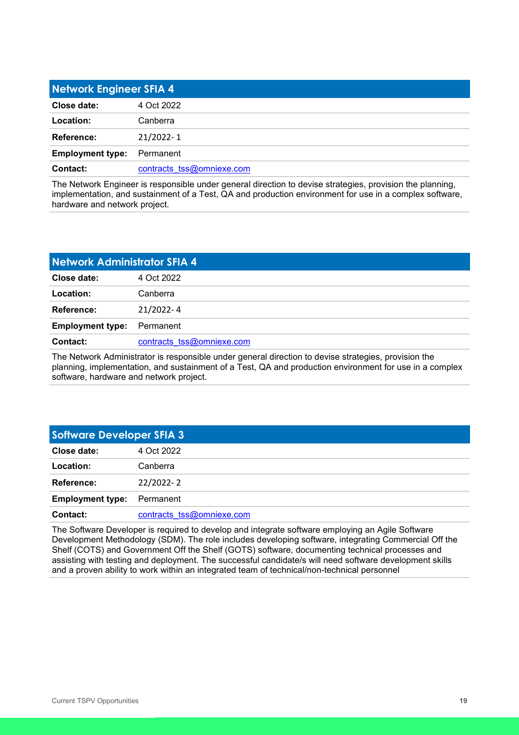## Network Engineer SFIA 4

| | |
|---|---|
| **Close date:** | 4 Oct 2022 |
| **Location:** | Canberra |
| **Reference:** | 21/2022- 1 |
| **Employment type:** | Permanent |
| **Contact:** | contracts_tss@omniexe.com |

The Network Engineer is responsible under general direction to devise strategies, provision the planning, implementation, and sustainment of a Test, QA and production environment for use in a complex software, hardware and network project.

## Network Administrator SFIA 4

| | |
|---|---|
| **Close date:** | 4 Oct 2022 |
| **Location:** | Canberra |
| **Reference:** | 21/2022- 4 |
| **Employment type:** | Permanent |
| **Contact:** | contracts_tss@omniexe.com |

The Network Administrator is responsible under general direction to devise strategies, provision the planning, implementation, and sustainment of a Test, QA and production environment for use in a complex software, hardware and network project.

## Software Developer SFIA 3

| | |
|---|---|
| **Close date:** | 4 Oct 2022 |
| **Location:** | Canberra |
| **Reference:** | 22/2022- 2 |
| **Employment type:** | Permanent |
| **Contact:** | contracts_tss@omniexe.com |

The Software Developer is required to develop and integrate software employing an Agile Software Development Methodology (SDM). The role includes developing software, integrating Commercial Off the Shelf (COTS) and Government Off the Shelf (GOTS) software, documenting technical processes and assisting with testing and deployment. The successful candidate/s will need software development skills and a proven ability to work within an integrated team of technical/non-technical personnel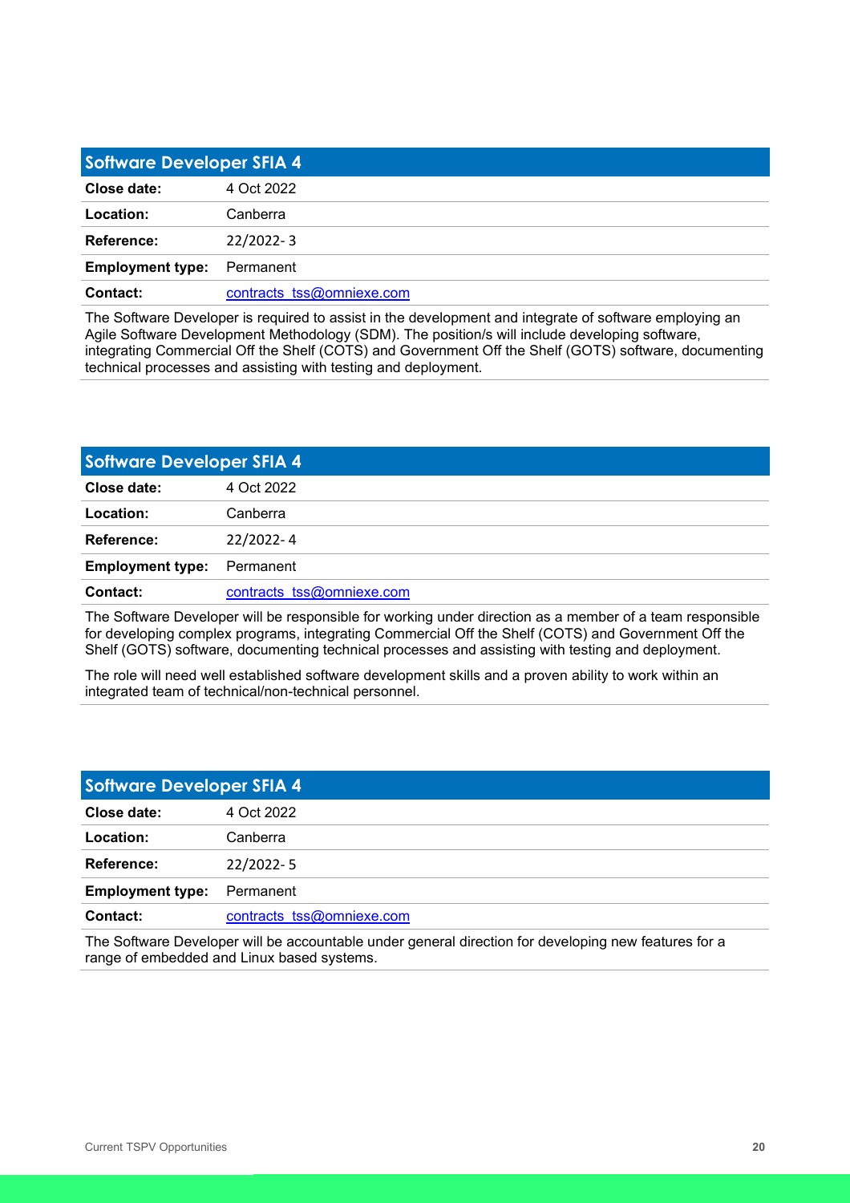## Software Developer SFIA 4

| | |
|---|---|
| **Close date:** | 4 Oct 2022 |
| **Location:** | Canberra |
| **Reference:** | 22/2022- 3 |
| **Employment type:** | Permanent |
| **Contact:** | contracts_tss@omniexe.com |

The Software Developer is required to assist in the development and integrate of software employing an Agile Software Development Methodology (SDM). The position/s will include developing software, integrating Commercial Off the Shelf (COTS) and Government Off the Shelf (GOTS) software, documenting technical processes and assisting with testing and deployment.

## Software Developer SFIA 4

| | |
|---|---|
| **Close date:** | 4 Oct 2022 |
| **Location:** | Canberra |
| **Reference:** | 22/2022- 4 |
| **Employment type:** | Permanent |
| **Contact:** | contracts_tss@omniexe.com |

The Software Developer will be responsible for working under direction as a member of a team responsible for developing complex programs, integrating Commercial Off the Shelf (COTS) and Government Off the Shelf (GOTS) software, documenting technical processes and assisting with testing and deployment.

The role will need well established software development skills and a proven ability to work within an integrated team of technical/non-technical personnel.

## Software Developer SFIA 4

| | |
|---|---|
| **Close date:** | 4 Oct 2022 |
| **Location:** | Canberra |
| **Reference:** | 22/2022- 5 |
| **Employment type:** | Permanent |
| **Contact:** | contracts_tss@omniexe.com |

The Software Developer will be accountable under general direction for developing new features for a range of embedded and Linux based systems.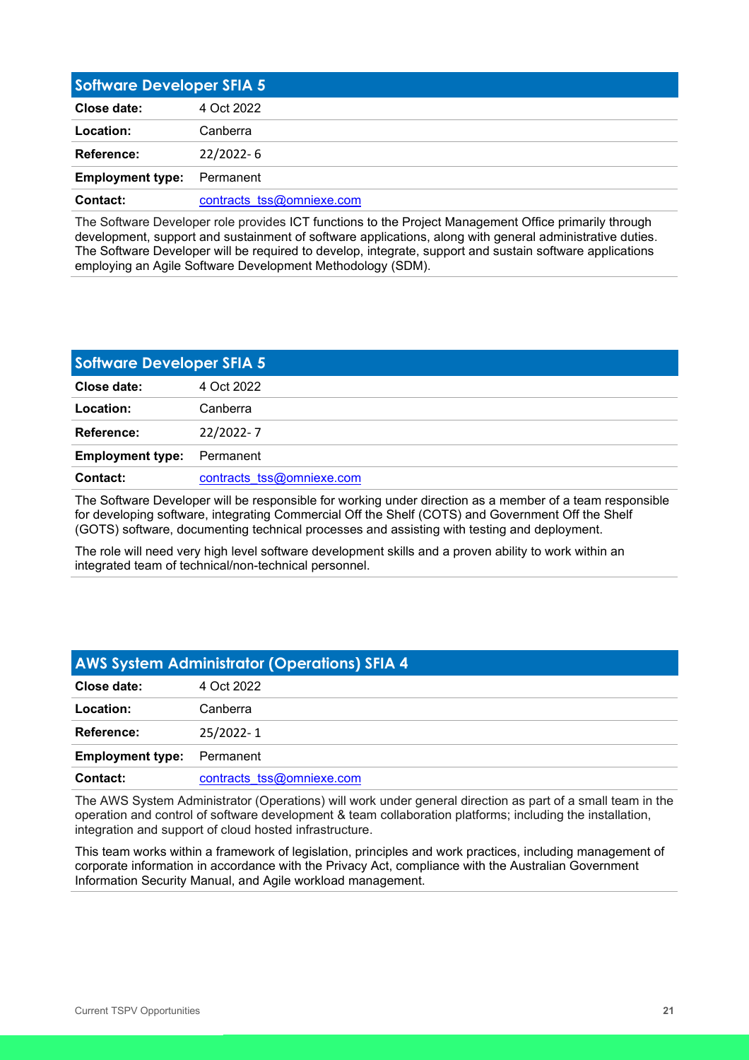## Software Developer SFIA 5

| | |
|---|---|
| **Close date:** | 4 Oct 2022 |
| **Location:** | Canberra |
| **Reference:** | 22/2022- 6 |
| **Employment type:** | Permanent |
| **Contact:** | contracts_tss@omniexe.com |

The Software Developer role provides ICT functions to the Project Management Office primarily through development, support and sustainment of software applications, along with general administrative duties. The Software Developer will be required to develop, integrate, support and sustain software applications employing an Agile Software Development Methodology (SDM).

## Software Developer SFIA 5

| | |
|---|---|
| **Close date:** | 4 Oct 2022 |
| **Location:** | Canberra |
| **Reference:** | 22/2022- 7 |
| **Employment type:** | Permanent |
| **Contact:** | contracts_tss@omniexe.com |

The Software Developer will be responsible for working under direction as a member of a team responsible for developing software, integrating Commercial Off the Shelf (COTS) and Government Off the Shelf (GOTS) software, documenting technical processes and assisting with testing and deployment.

The role will need very high level software development skills and a proven ability to work within an integrated team of technical/non-technical personnel.

## AWS System Administrator (Operations) SFIA 4

| | |
|---|---|
| **Close date:** | 4 Oct 2022 |
| **Location:** | Canberra |
| **Reference:** | 25/2022- 1 |
| **Employment type:** | Permanent |
| **Contact:** | contracts_tss@omniexe.com |

The AWS System Administrator (Operations) will work under general direction as part of a small team in the operation and control of software development & team collaboration platforms; including the installation, integration and support of cloud hosted infrastructure.

This team works within a framework of legislation, principles and work practices, including management of corporate information in accordance with the Privacy Act, compliance with the Australian Government Information Security Manual, and Agile workload management.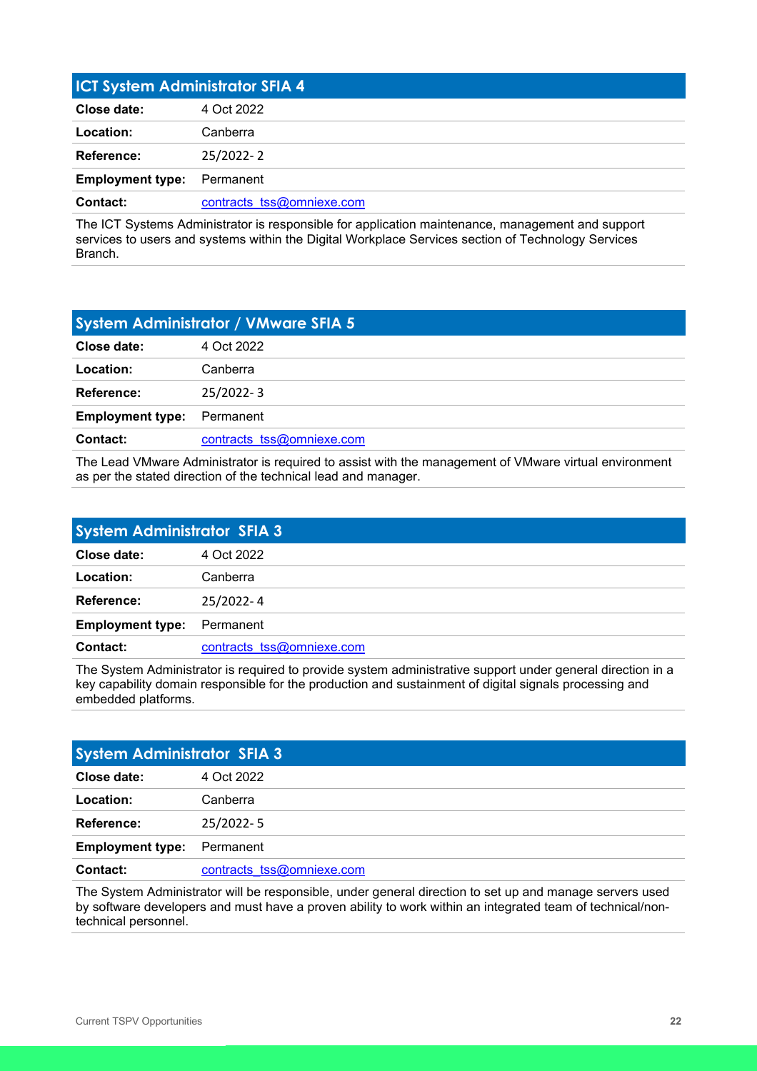## ICT System Administrator SFIA 4

| | |
|---|---|
| **Close date:** | 4 Oct 2022 |
| **Location:** | Canberra |
| **Reference:** | 25/2022- 2 |
| **Employment type:** | Permanent |
| **Contact:** | contracts_tss@omniexe.com |

The ICT Systems Administrator is responsible for application maintenance, management and support services to users and systems within the Digital Workplace Services section of Technology Services Branch.

## System Administrator / VMware SFIA 5

| | |
|---|---|
| **Close date:** | 4 Oct 2022 |
| **Location:** | Canberra |
| **Reference:** | 25/2022- 3 |
| **Employment type:** | Permanent |
| **Contact:** | contracts_tss@omniexe.com |

The Lead VMware Administrator is required to assist with the management of VMware virtual environment as per the stated direction of the technical lead and manager.

## System Administrator SFIA 3

| | |
|---|---|
| **Close date:** | 4 Oct 2022 |
| **Location:** | Canberra |
| **Reference:** | 25/2022- 4 |
| **Employment type:** | Permanent |
| **Contact:** | contracts_tss@omniexe.com |

The System Administrator is required to provide system administrative support under general direction in a key capability domain responsible for the production and sustainment of digital signals processing and embedded platforms.

## System Administrator SFIA 3

| | |
|---|---|
| **Close date:** | 4 Oct 2022 |
| **Location:** | Canberra |
| **Reference:** | 25/2022- 5 |
| **Employment type:** | Permanent |
| **Contact:** | contracts_tss@omniexe.com |

The System Administrator will be responsible, under general direction to set up and manage servers used by software developers and must have a proven ability to work within an integrated team of technical/non-technical personnel.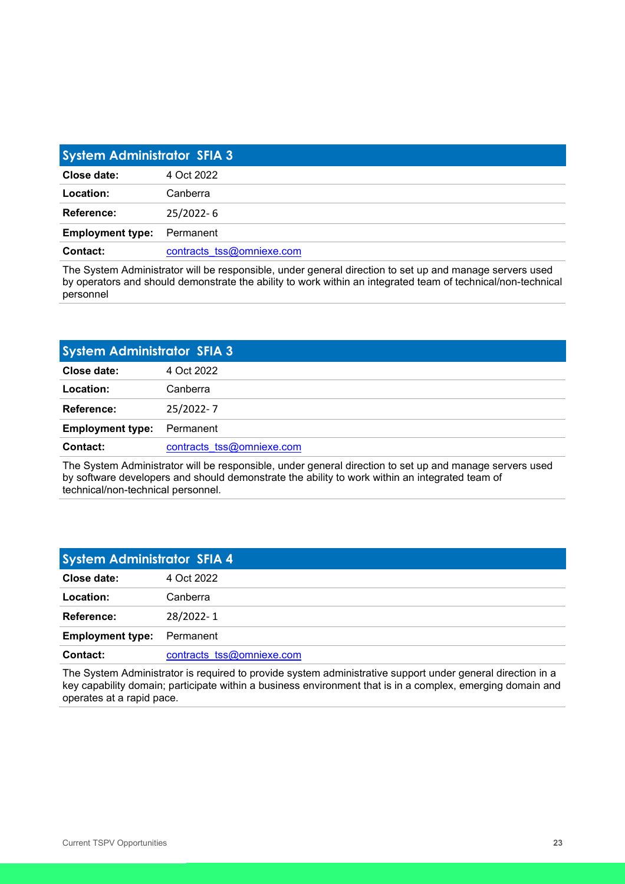## System Administrator SFIA 3

| | |
|---|---|
| **Close date:** | 4 Oct 2022 |
| **Location:** | Canberra |
| **Reference:** | 25/2022- 6 |
| **Employment type:** | Permanent |
| **Contact:** | contracts_tss@omniexe.com |

The System Administrator will be responsible, under general direction to set up and manage servers used by operators and should demonstrate the ability to work within an integrated team of technical/non-technical personnel

## System Administrator SFIA 3

| | |
|---|---|
| **Close date:** | 4 Oct 2022 |
| **Location:** | Canberra |
| **Reference:** | 25/2022- 7 |
| **Employment type:** | Permanent |
| **Contact:** | contracts_tss@omniexe.com |

The System Administrator will be responsible, under general direction to set up and manage servers used by software developers and should demonstrate the ability to work within an integrated team of technical/non-technical personnel.

## System Administrator SFIA 4

| | |
|---|---|
| **Close date:** | 4 Oct 2022 |
| **Location:** | Canberra |
| **Reference:** | 28/2022- 1 |
| **Employment type:** | Permanent |
| **Contact:** | contracts_tss@omniexe.com |

The System Administrator is required to provide system administrative support under general direction in a key capability domain; participate within a business environment that is in a complex, emerging domain and operates at a rapid pace.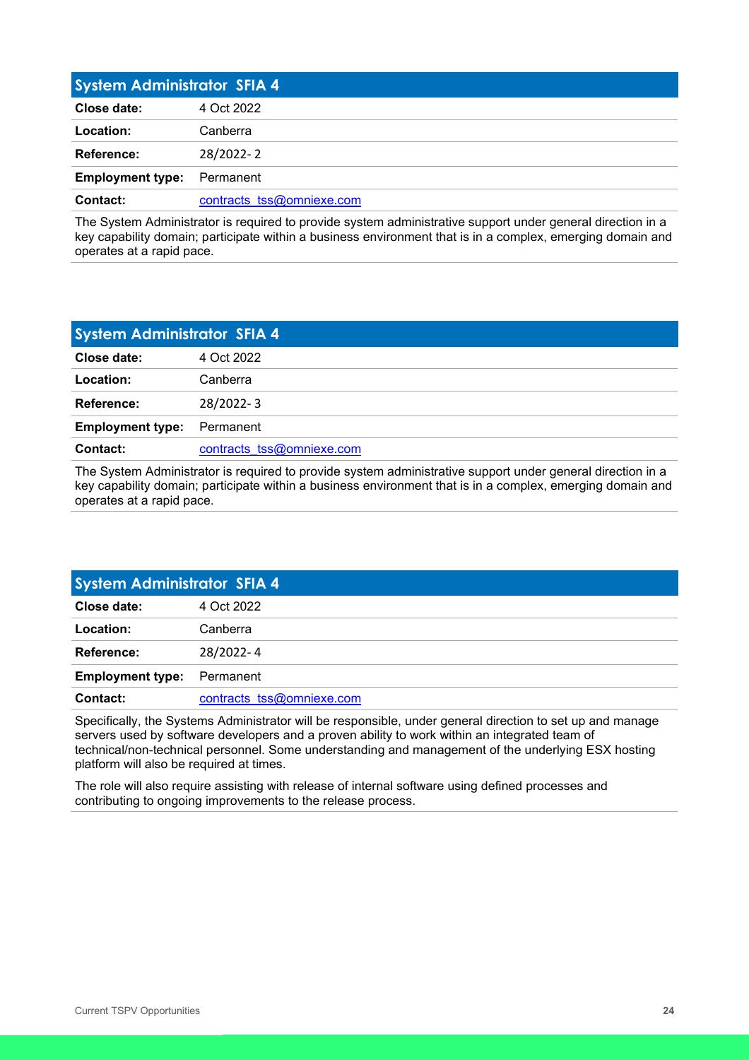## System Administrator SFIA 4

| | |
|---|---|
| **Close date:** | 4 Oct 2022 |
| **Location:** | Canberra |
| **Reference:** | 28/2022- 2 |
| **Employment type:** | Permanent |
| **Contact:** | contracts_tss@omniexe.com |

The System Administrator is required to provide system administrative support under general direction in a key capability domain; participate within a business environment that is in a complex, emerging domain and operates at a rapid pace.

## System Administrator SFIA 4

| | |
|---|---|
| **Close date:** | 4 Oct 2022 |
| **Location:** | Canberra |
| **Reference:** | 28/2022- 3 |
| **Employment type:** | Permanent |
| **Contact:** | contracts_tss@omniexe.com |

The System Administrator is required to provide system administrative support under general direction in a key capability domain; participate within a business environment that is in a complex, emerging domain and operates at a rapid pace.

## System Administrator SFIA 4

| | |
|---|---|
| **Close date:** | 4 Oct 2022 |
| **Location:** | Canberra |
| **Reference:** | 28/2022- 4 |
| **Employment type:** | Permanent |
| **Contact:** | contracts_tss@omniexe.com |

Specifically, the Systems Administrator will be responsible, under general direction to set up and manage servers used by software developers and a proven ability to work within an integrated team of technical/non-technical personnel. Some understanding and management of the underlying ESX hosting platform will also be required at times.

The role will also require assisting with release of internal software using defined processes and contributing to ongoing improvements to the release process.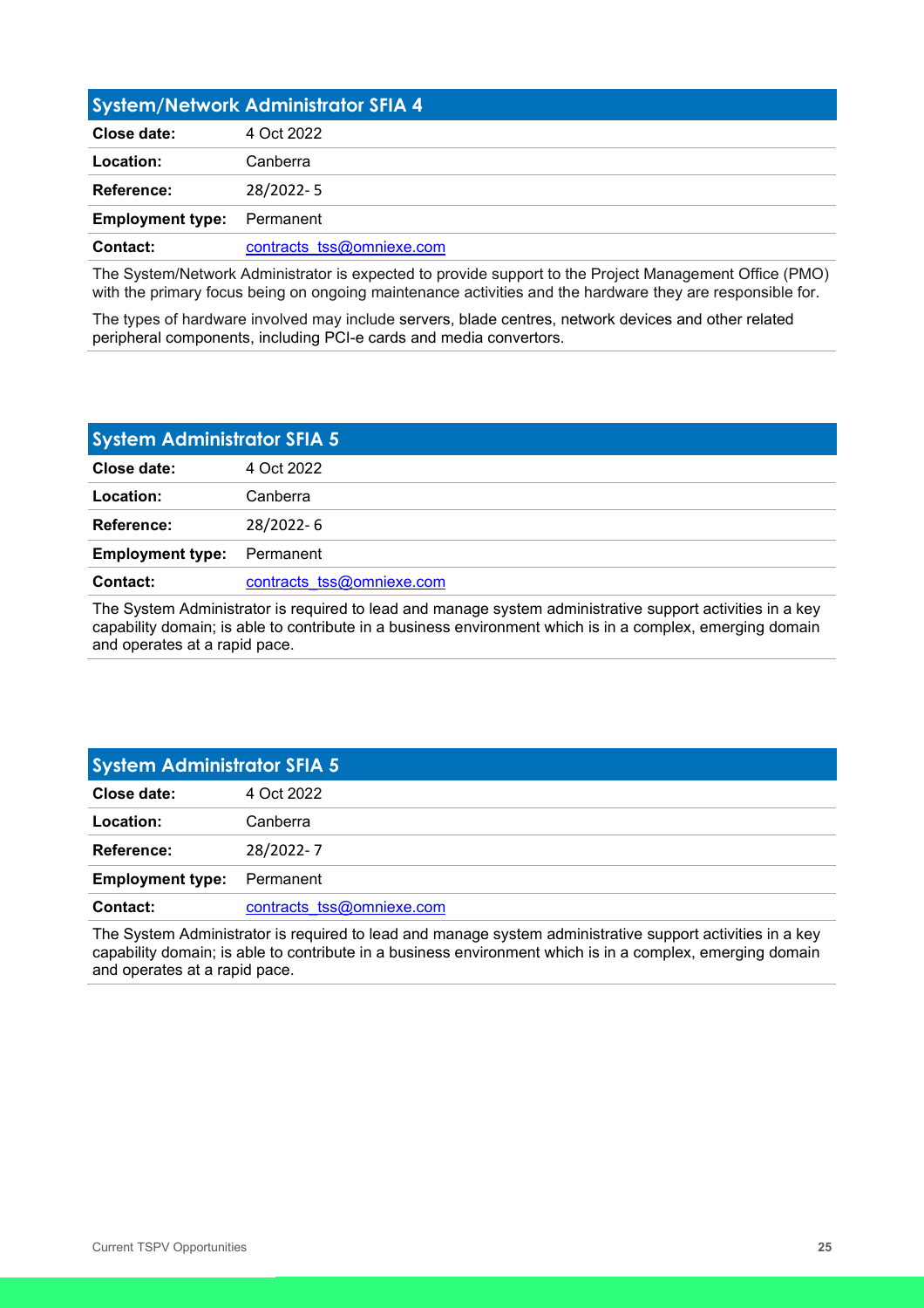## System/Network Administrator SFIA 4

| | |
|---|---|
| **Close date:** | 4 Oct 2022 |
| **Location:** | Canberra |
| **Reference:** | 28/2022- 5 |
| **Employment type:** | Permanent |
| **Contact:** | contracts_tss@omniexe.com |

The System/Network Administrator is expected to provide support to the Project Management Office (PMO) with the primary focus being on ongoing maintenance activities and the hardware they are responsible for.

The types of hardware involved may include servers, blade centres, network devices and other related peripheral components, including PCI-e cards and media convertors.

## System Administrator SFIA 5

| | |
|---|---|
| **Close date:** | 4 Oct 2022 |
| **Location:** | Canberra |
| **Reference:** | 28/2022- 6 |
| **Employment type:** | Permanent |
| **Contact:** | contracts_tss@omniexe.com |

The System Administrator is required to lead and manage system administrative support activities in a key capability domain; is able to contribute in a business environment which is in a complex, emerging domain and operates at a rapid pace.

## System Administrator SFIA 5

| | |
|---|---|
| **Close date:** | 4 Oct 2022 |
| **Location:** | Canberra |
| **Reference:** | 28/2022- 7 |
| **Employment type:** | Permanent |
| **Contact:** | contracts_tss@omniexe.com |

The System Administrator is required to lead and manage system administrative support activities in a key capability domain; is able to contribute in a business environment which is in a complex, emerging domain and operates at a rapid pace.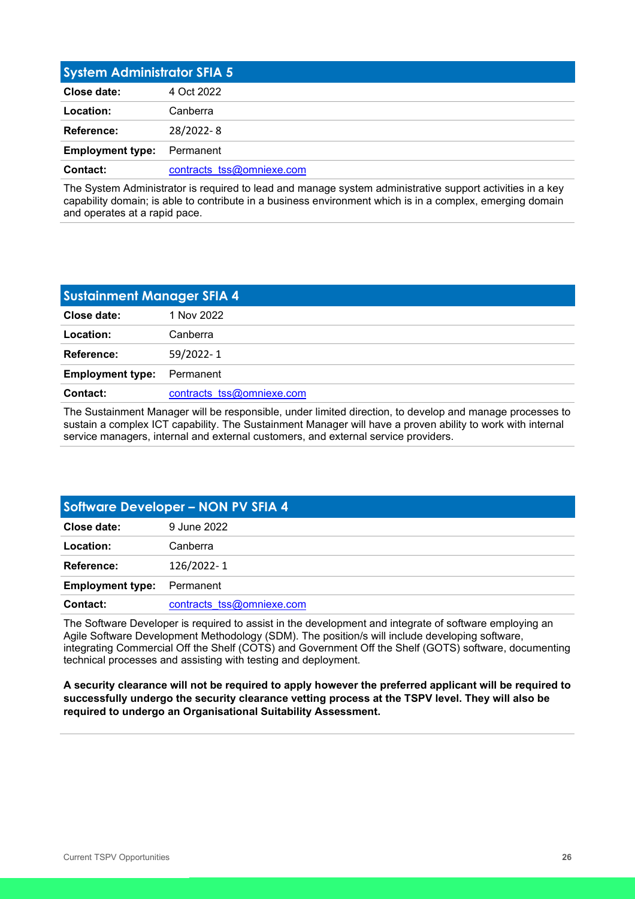## System Administrator SFIA 5

| | |
|---|---|
| **Close date:** | 4 Oct 2022 |
| **Location:** | Canberra |
| **Reference:** | 28/2022- 8 |
| **Employment type:** | Permanent |
| **Contact:** | contracts_tss@omniexe.com |

The System Administrator is required to lead and manage system administrative support activities in a key capability domain; is able to contribute in a business environment which is in a complex, emerging domain and operates at a rapid pace.

## Sustainment Manager SFIA 4

| | |
|---|---|
| **Close date:** | 1 Nov 2022 |
| **Location:** | Canberra |
| **Reference:** | 59/2022- 1 |
| **Employment type:** | Permanent |
| **Contact:** | contracts_tss@omniexe.com |

The Sustainment Manager will be responsible, under limited direction, to develop and manage processes to sustain a complex ICT capability. The Sustainment Manager will have a proven ability to work with internal service managers, internal and external customers, and external service providers.

## Software Developer – NON PV SFIA 4

| | |
|---|---|
| **Close date:** | 9 June 2022 |
| **Location:** | Canberra |
| **Reference:** | 126/2022- 1 |
| **Employment type:** | Permanent |
| **Contact:** | contracts_tss@omniexe.com |

The Software Developer is required to assist in the development and integrate of software employing an Agile Software Development Methodology (SDM). The position/s will include developing software, integrating Commercial Off the Shelf (COTS) and Government Off the Shelf (GOTS) software, documenting technical processes and assisting with testing and deployment.

**A security clearance will not be required to apply however the preferred applicant will be required to successfully undergo the security clearance vetting process at the TSPV level. They will also be required to undergo an Organisational Suitability Assessment.**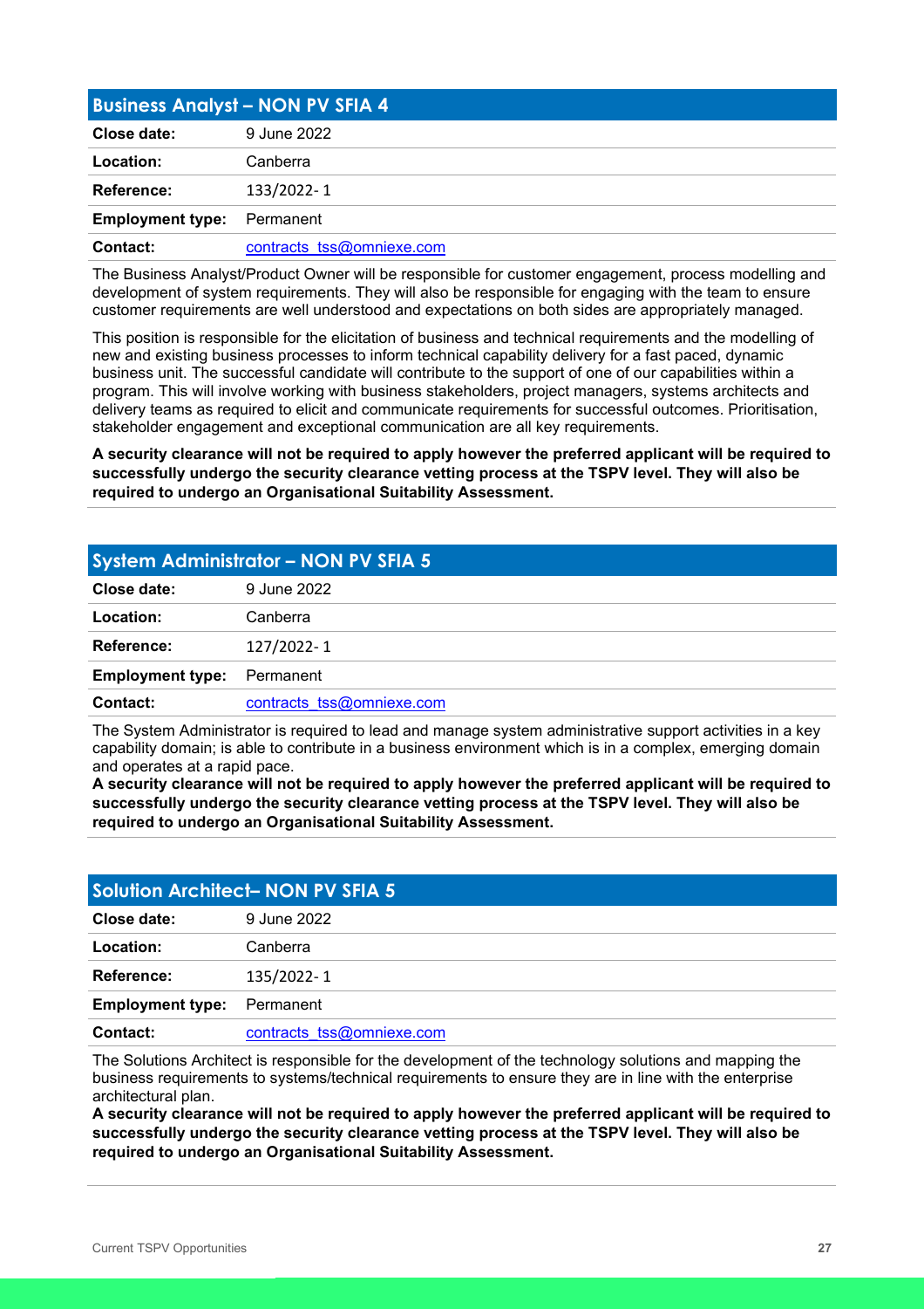## Business Analyst – NON PV SFIA 4

| | |
|---|---|
| **Close date:** | 9 June 2022 |
| **Location:** | Canberra |
| **Reference:** | 133/2022- 1 |
| **Employment type:** | Permanent |
| **Contact:** | contracts_tss@omniexe.com |

The Business Analyst/Product Owner will be responsible for customer engagement, process modelling and development of system requirements. They will also be responsible for engaging with the team to ensure customer requirements are well understood and expectations on both sides are appropriately managed.

This position is responsible for the elicitation of business and technical requirements and the modelling of new and existing business processes to inform technical capability delivery for a fast paced, dynamic business unit. The successful candidate will contribute to the support of one of our capabilities within a program. This will involve working with business stakeholders, project managers, systems architects and delivery teams as required to elicit and communicate requirements for successful outcomes. Prioritisation, stakeholder engagement and exceptional communication are all key requirements.

**A security clearance will not be required to apply however the preferred applicant will be required to successfully undergo the security clearance vetting process at the TSPV level. They will also be required to undergo an Organisational Suitability Assessment.**

## System Administrator – NON PV SFIA 5

| | |
|---|---|
| **Close date:** | 9 June 2022 |
| **Location:** | Canberra |
| **Reference:** | 127/2022- 1 |
| **Employment type:** | Permanent |
| **Contact:** | contracts_tss@omniexe.com |

The System Administrator is required to lead and manage system administrative support activities in a key capability domain; is able to contribute in a business environment which is in a complex, emerging domain and operates at a rapid pace.

**A security clearance will not be required to apply however the preferred applicant will be required to successfully undergo the security clearance vetting process at the TSPV level. They will also be required to undergo an Organisational Suitability Assessment.**

## Solution Architect– NON PV SFIA 5

| | |
|---|---|
| **Close date:** | 9 June 2022 |
| **Location:** | Canberra |
| **Reference:** | 135/2022- 1 |
| **Employment type:** | Permanent |
| **Contact:** | contracts_tss@omniexe.com |

The Solutions Architect is responsible for the development of the technology solutions and mapping the business requirements to systems/technical requirements to ensure they are in line with the enterprise architectural plan.

**A security clearance will not be required to apply however the preferred applicant will be required to successfully undergo the security clearance vetting process at the TSPV level. They will also be required to undergo an Organisational Suitability Assessment.**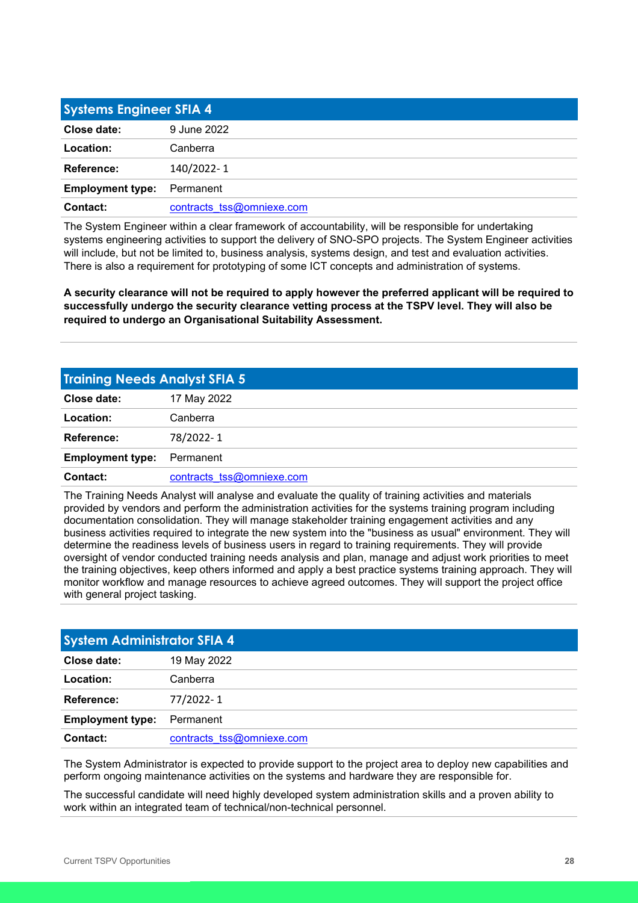## Systems Engineer SFIA 4

| | |
|---|---|
| **Close date:** | 9 June 2022 |
| **Location:** | Canberra |
| **Reference:** | 140/2022- 1 |
| **Employment type:** | Permanent |
| **Contact:** | contracts_tss@omniexe.com |

The System Engineer within a clear framework of accountability, will be responsible for undertaking systems engineering activities to support the delivery of SNO-SPO projects. The System Engineer activities will include, but not be limited to, business analysis, systems design, and test and evaluation activities. There is also a requirement for prototyping of some ICT concepts and administration of systems.

**A security clearance will not be required to apply however the preferred applicant will be required to successfully undergo the security clearance vetting process at the TSPV level. They will also be required to undergo an Organisational Suitability Assessment.**

## Training Needs Analyst SFIA 5

| | |
|---|---|
| **Close date:** | 17 May 2022 |
| **Location:** | Canberra |
| **Reference:** | 78/2022- 1 |
| **Employment type:** | Permanent |
| **Contact:** | contracts_tss@omniexe.com |

The Training Needs Analyst will analyse and evaluate the quality of training activities and materials provided by vendors and perform the administration activities for the systems training program including documentation consolidation. They will manage stakeholder training engagement activities and any business activities required to integrate the new system into the "business as usual" environment. They will determine the readiness levels of business users in regard to training requirements. They will provide oversight of vendor conducted training needs analysis and plan, manage and adjust work priorities to meet the training objectives, keep others informed and apply a best practice systems training approach. They will monitor workflow and manage resources to achieve agreed outcomes. They will support the project office with general project tasking.

## System Administrator SFIA 4

| | |
|---|---|
| **Close date:** | 19 May 2022 |
| **Location:** | Canberra |
| **Reference:** | 77/2022- 1 |
| **Employment type:** | Permanent |
| **Contact:** | contracts_tss@omniexe.com |

The System Administrator is expected to provide support to the project area to deploy new capabilities and perform ongoing maintenance activities on the systems and hardware they are responsible for.

The successful candidate will need highly developed system administration skills and a proven ability to work within an integrated team of technical/non-technical personnel.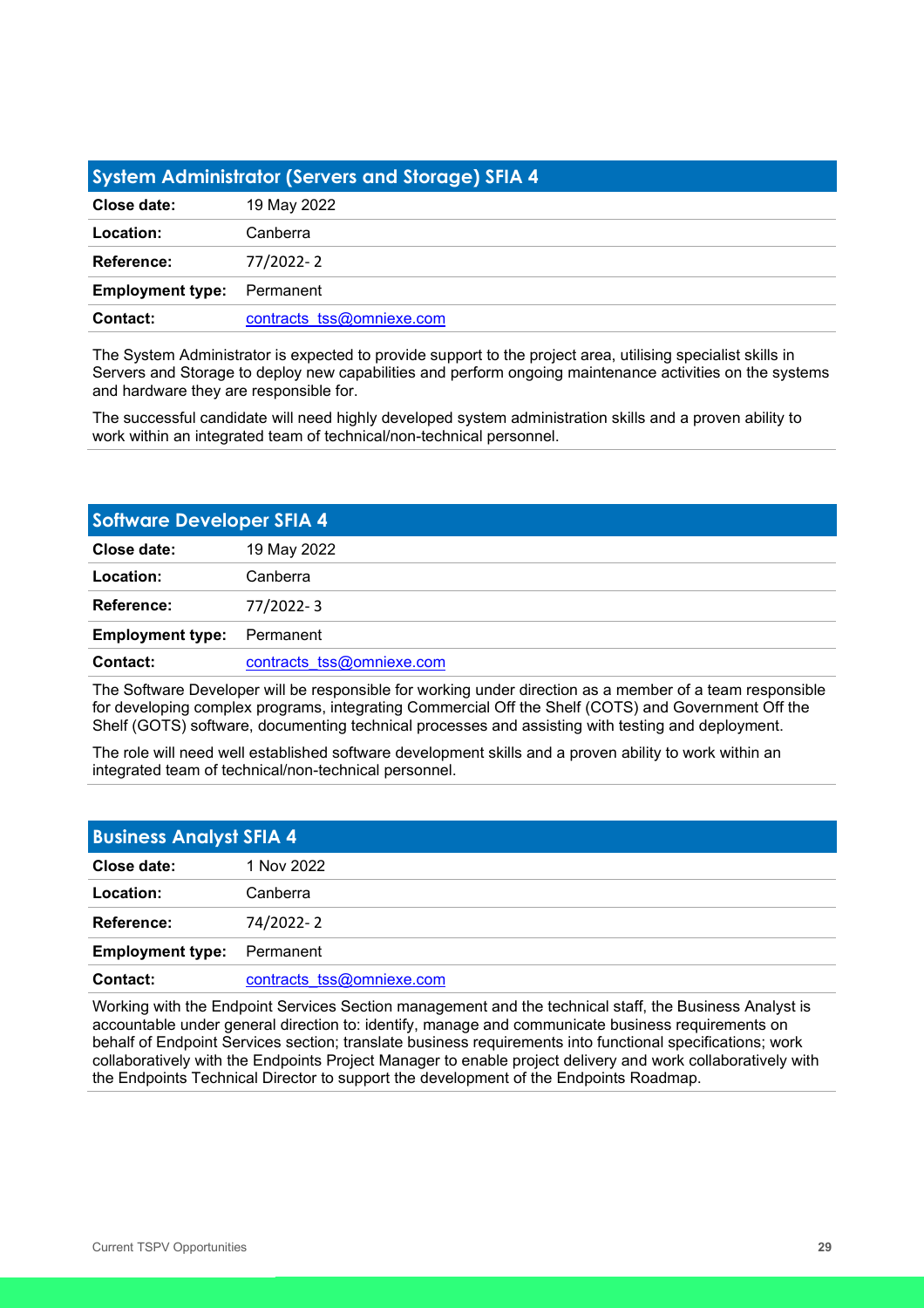## System Administrator (Servers and Storage) SFIA 4

| | |
|---|---|
| **Close date:** | 19 May 2022 |
| **Location:** | Canberra |
| **Reference:** | 77/2022- 2 |
| **Employment type:** | Permanent |
| **Contact:** | contracts_tss@omniexe.com |

The System Administrator is expected to provide support to the project area, utilising specialist skills in Servers and Storage to deploy new capabilities and perform ongoing maintenance activities on the systems and hardware they are responsible for.

The successful candidate will need highly developed system administration skills and a proven ability to work within an integrated team of technical/non-technical personnel.

## Software Developer SFIA 4

| | |
|---|---|
| **Close date:** | 19 May 2022 |
| **Location:** | Canberra |
| **Reference:** | 77/2022- 3 |
| **Employment type:** | Permanent |
| **Contact:** | contracts_tss@omniexe.com |

The Software Developer will be responsible for working under direction as a member of a team responsible for developing complex programs, integrating Commercial Off the Shelf (COTS) and Government Off the Shelf (GOTS) software, documenting technical processes and assisting with testing and deployment.

The role will need well established software development skills and a proven ability to work within an integrated team of technical/non-technical personnel.

## Business Analyst SFIA 4

| | |
|---|---|
| **Close date:** | 1 Nov 2022 |
| **Location:** | Canberra |
| **Reference:** | 74/2022- 2 |
| **Employment type:** | Permanent |
| **Contact:** | contracts_tss@omniexe.com |

Working with the Endpoint Services Section management and the technical staff, the Business Analyst is accountable under general direction to: identify, manage and communicate business requirements on behalf of Endpoint Services section; translate business requirements into functional specifications; work collaboratively with the Endpoints Project Manager to enable project delivery and work collaboratively with the Endpoints Technical Director to support the development of the Endpoints Roadmap.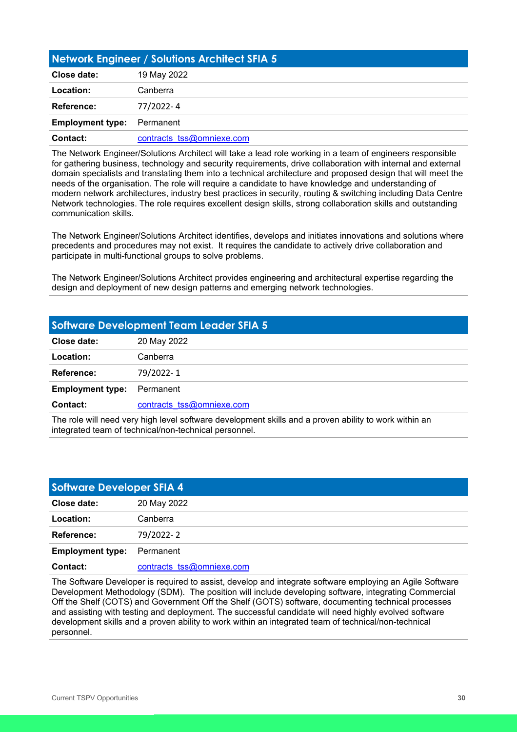## Network Engineer / Solutions Architect SFIA 5

| | |
|---|---|
| **Close date:** | 19 May 2022 |
| **Location:** | Canberra |
| **Reference:** | 77/2022- 4 |
| **Employment type:** | Permanent |
| **Contact:** | contracts_tss@omniexe.com |

The Network Engineer/Solutions Architect will take a lead role working in a team of engineers responsible for gathering business, technology and security requirements, drive collaboration with internal and external domain specialists and translating them into a technical architecture and proposed design that will meet the needs of the organisation. The role will require a candidate to have knowledge and understanding of modern network architectures, industry best practices in security, routing & switching including Data Centre Network technologies. The role requires excellent design skills, strong collaboration skills and outstanding communication skills.

The Network Engineer/Solutions Architect identifies, develops and initiates innovations and solutions where precedents and procedures may not exist. It requires the candidate to actively drive collaboration and participate in multi-functional groups to solve problems.

The Network Engineer/Solutions Architect provides engineering and architectural expertise regarding the design and deployment of new design patterns and emerging network technologies.

## Software Development Team Leader SFIA 5

| | |
|---|---|
| **Close date:** | 20 May 2022 |
| **Location:** | Canberra |
| **Reference:** | 79/2022- 1 |
| **Employment type:** | Permanent |
| **Contact:** | contracts_tss@omniexe.com |

The role will need very high level software development skills and a proven ability to work within an integrated team of technical/non-technical personnel.

## Software Developer SFIA 4

| | |
|---|---|
| **Close date:** | 20 May 2022 |
| **Location:** | Canberra |
| **Reference:** | 79/2022- 2 |
| **Employment type:** | Permanent |
| **Contact:** | contracts_tss@omniexe.com |

The Software Developer is required to assist, develop and integrate software employing an Agile Software Development Methodology (SDM). The position will include developing software, integrating Commercial Off the Shelf (COTS) and Government Off the Shelf (GOTS) software, documenting technical processes and assisting with testing and deployment. The successful candidate will need highly evolved software development skills and a proven ability to work within an integrated team of technical/non-technical personnel.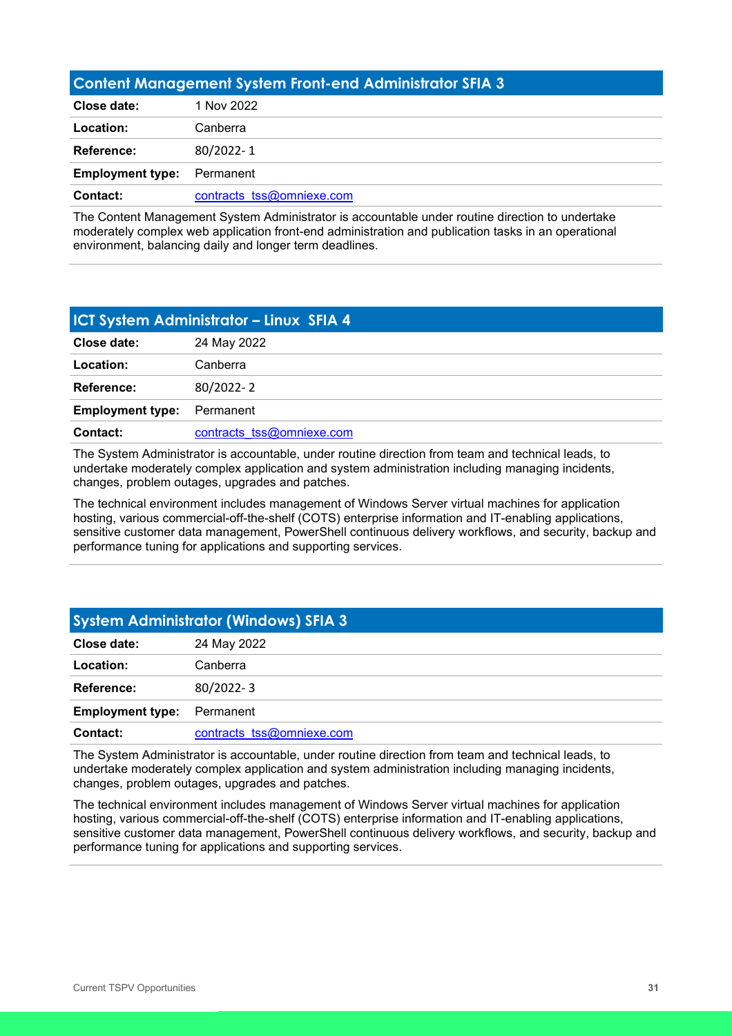## Content Management System Front-end Administrator SFIA 3

| | |
|---|---|
| **Close date:** | 1 Nov 2022 |
| **Location:** | Canberra |
| **Reference:** | 80/2022- 1 |
| **Employment type:** | Permanent |
| **Contact:** | contracts_tss@omniexe.com |

The Content Management System Administrator is accountable under routine direction to undertake moderately complex web application front-end administration and publication tasks in an operational environment, balancing daily and longer term deadlines.

## ICT System Administrator – Linux SFIA 4

| | |
|---|---|
| **Close date:** | 24 May 2022 |
| **Location:** | Canberra |
| **Reference:** | 80/2022- 2 |
| **Employment type:** | Permanent |
| **Contact:** | contracts_tss@omniexe.com |

The System Administrator is accountable, under routine direction from team and technical leads, to undertake moderately complex application and system administration including managing incidents, changes, problem outages, upgrades and patches.

The technical environment includes management of Windows Server virtual machines for application hosting, various commercial-off-the-shelf (COTS) enterprise information and IT-enabling applications, sensitive customer data management, PowerShell continuous delivery workflows, and security, backup and performance tuning for applications and supporting services.

## System Administrator (Windows) SFIA 3

| | |
|---|---|
| **Close date:** | 24 May 2022 |
| **Location:** | Canberra |
| **Reference:** | 80/2022- 3 |
| **Employment type:** | Permanent |
| **Contact:** | contracts_tss@omniexe.com |

The System Administrator is accountable, under routine direction from team and technical leads, to undertake moderately complex application and system administration including managing incidents, changes, problem outages, upgrades and patches.

The technical environment includes management of Windows Server virtual machines for application hosting, various commercial-off-the-shelf (COTS) enterprise information and IT-enabling applications, sensitive customer data management, PowerShell continuous delivery workflows, and security, backup and performance tuning for applications and supporting services.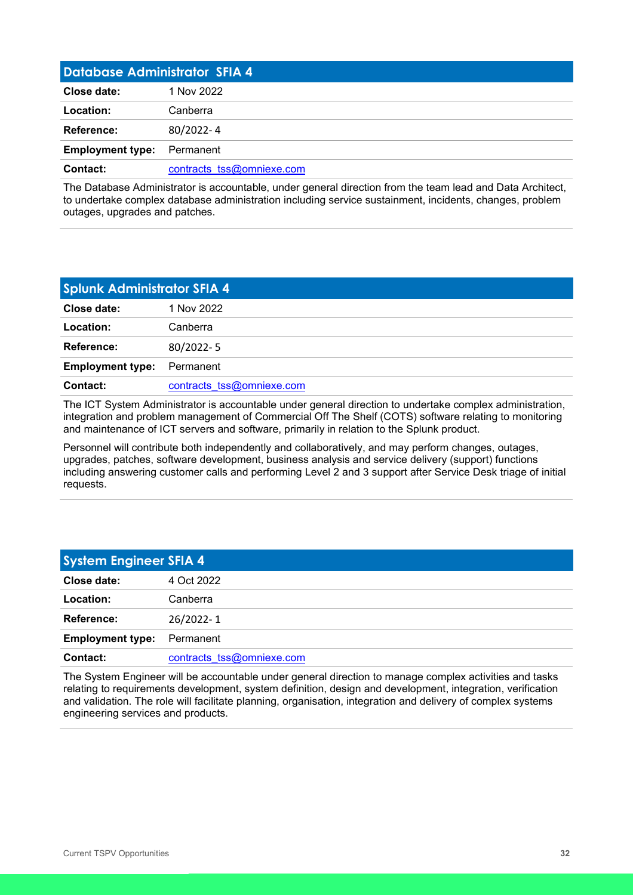## Database Administrator SFIA 4

| | |
|---|---|
| **Close date:** | 1 Nov 2022 |
| **Location:** | Canberra |
| **Reference:** | 80/2022- 4 |
| **Employment type:** | Permanent |
| **Contact:** | contracts_tss@omniexe.com |

The Database Administrator is accountable, under general direction from the team lead and Data Architect, to undertake complex database administration including service sustainment, incidents, changes, problem outages, upgrades and patches.

## Splunk Administrator SFIA 4

| | |
|---|---|
| **Close date:** | 1 Nov 2022 |
| **Location:** | Canberra |
| **Reference:** | 80/2022- 5 |
| **Employment type:** | Permanent |
| **Contact:** | contracts_tss@omniexe.com |

The ICT System Administrator is accountable under general direction to undertake complex administration, integration and problem management of Commercial Off The Shelf (COTS) software relating to monitoring and maintenance of ICT servers and software, primarily in relation to the Splunk product.

Personnel will contribute both independently and collaboratively, and may perform changes, outages, upgrades, patches, software development, business analysis and service delivery (support) functions including answering customer calls and performing Level 2 and 3 support after Service Desk triage of initial requests.

## System Engineer SFIA 4

| | |
|---|---|
| **Close date:** | 4 Oct 2022 |
| **Location:** | Canberra |
| **Reference:** | 26/2022- 1 |
| **Employment type:** | Permanent |
| **Contact:** | contracts_tss@omniexe.com |

The System Engineer will be accountable under general direction to manage complex activities and tasks relating to requirements development, system definition, design and development, integration, verification and validation. The role will facilitate planning, organisation, integration and delivery of complex systems engineering services and products.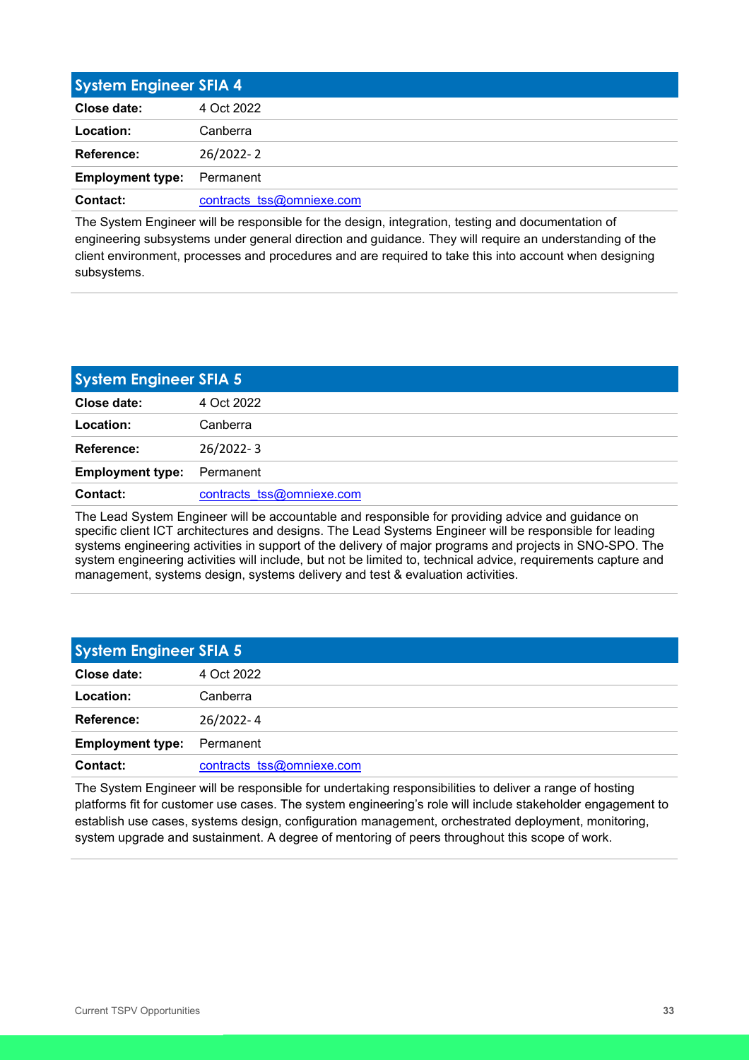## System Engineer SFIA 4

| | |
|---|---|
| **Close date:** | 4 Oct 2022 |
| **Location:** | Canberra |
| **Reference:** | 26/2022- 2 |
| **Employment type:** | Permanent |
| **Contact:** | contracts_tss@omniexe.com |

The System Engineer will be responsible for the design, integration, testing and documentation of engineering subsystems under general direction and guidance. They will require an understanding of the client environment, processes and procedures and are required to take this into account when designing subsystems.

## System Engineer SFIA 5

| | |
|---|---|
| **Close date:** | 4 Oct 2022 |
| **Location:** | Canberra |
| **Reference:** | 26/2022- 3 |
| **Employment type:** | Permanent |
| **Contact:** | contracts_tss@omniexe.com |

The Lead System Engineer will be accountable and responsible for providing advice and guidance on specific client ICT architectures and designs. The Lead Systems Engineer will be responsible for leading systems engineering activities in support of the delivery of major programs and projects in SNO-SPO. The system engineering activities will include, but not be limited to, technical advice, requirements capture and management, systems design, systems delivery and test & evaluation activities.

## System Engineer SFIA 5

| | |
|---|---|
| **Close date:** | 4 Oct 2022 |
| **Location:** | Canberra |
| **Reference:** | 26/2022- 4 |
| **Employment type:** | Permanent |
| **Contact:** | contracts_tss@omniexe.com |

The System Engineer will be responsible for undertaking responsibilities to deliver a range of hosting platforms fit for customer use cases. The system engineering's role will include stakeholder engagement to establish use cases, systems design, configuration management, orchestrated deployment, monitoring, system upgrade and sustainment. A degree of mentoring of peers throughout this scope of work.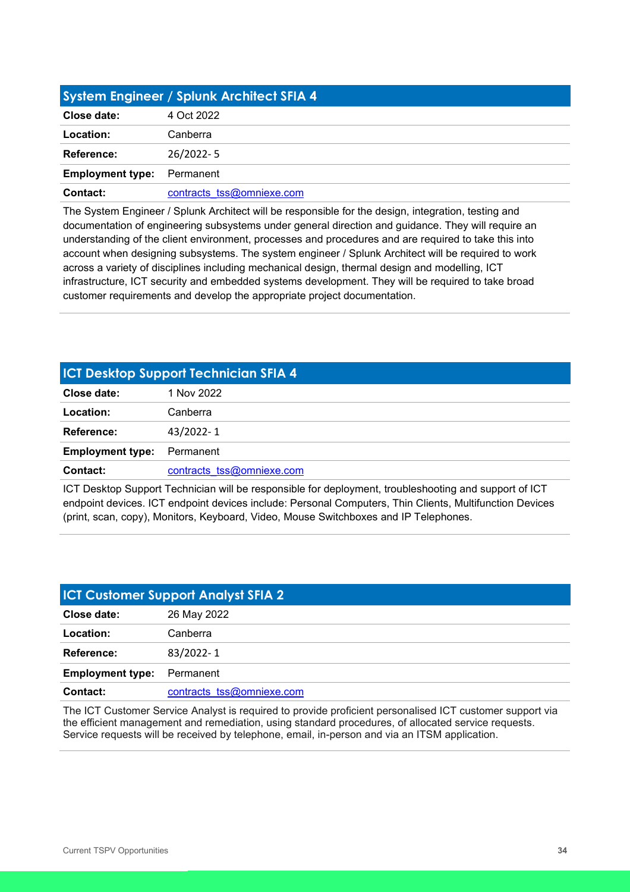## System Engineer / Splunk Architect SFIA 4

| | |
|---|---|
| **Close date:** | 4 Oct 2022 |
| **Location:** | Canberra |
| **Reference:** | 26/2022- 5 |
| **Employment type:** | Permanent |
| **Contact:** | contracts_tss@omniexe.com |

The System Engineer / Splunk Architect will be responsible for the design, integration, testing and documentation of engineering subsystems under general direction and guidance. They will require an understanding of the client environment, processes and procedures and are required to take this into account when designing subsystems. The system engineer / Splunk Architect will be required to work across a variety of disciplines including mechanical design, thermal design and modelling, ICT infrastructure, ICT security and embedded systems development. They will be required to take broad customer requirements and develop the appropriate project documentation.

## ICT Desktop Support Technician SFIA 4

| | |
|---|---|
| **Close date:** | 1 Nov 2022 |
| **Location:** | Canberra |
| **Reference:** | 43/2022- 1 |
| **Employment type:** | Permanent |
| **Contact:** | contracts_tss@omniexe.com |

ICT Desktop Support Technician will be responsible for deployment, troubleshooting and support of ICT endpoint devices. ICT endpoint devices include: Personal Computers, Thin Clients, Multifunction Devices (print, scan, copy), Monitors, Keyboard, Video, Mouse Switchboxes and IP Telephones.

## ICT Customer Support Analyst SFIA 2

| | |
|---|---|
| **Close date:** | 26 May 2022 |
| **Location:** | Canberra |
| **Reference:** | 83/2022- 1 |
| **Employment type:** | Permanent |
| **Contact:** | contracts_tss@omniexe.com |

The ICT Customer Service Analyst is required to provide proficient personalised ICT customer support via the efficient management and remediation, using standard procedures, of allocated service requests. Service requests will be received by telephone, email, in-person and via an ITSM application.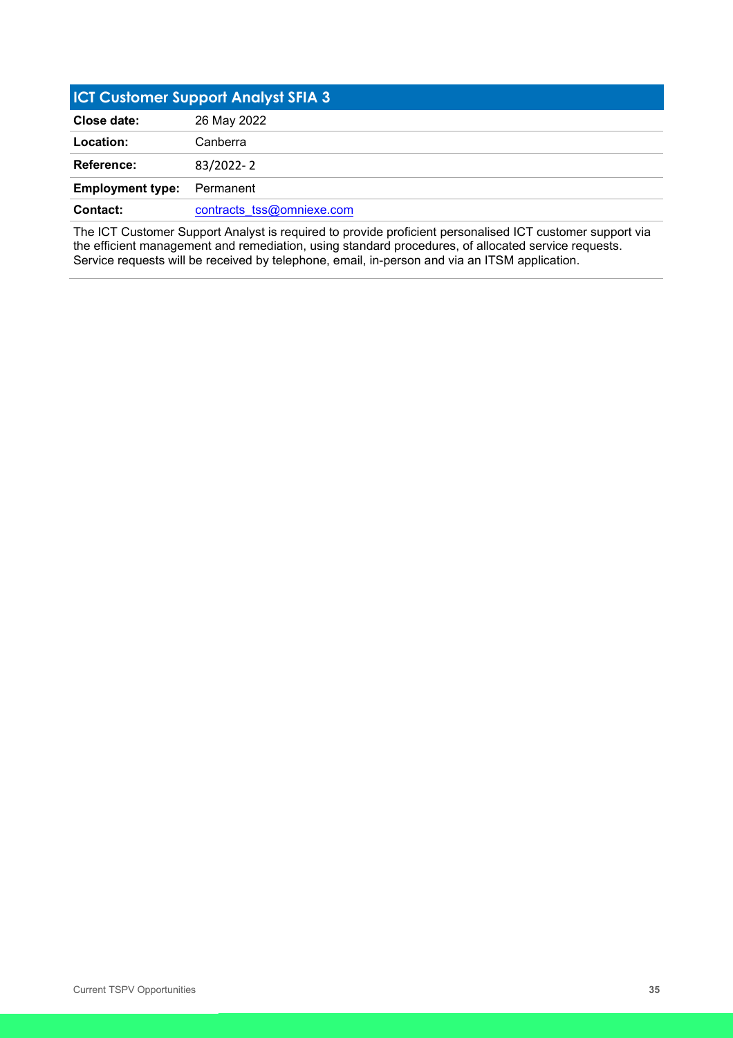## ICT Customer Support Analyst SFIA 3

| | |
|---|---|
| **Close date:** | 26 May 2022 |
| **Location:** | Canberra |
| **Reference:** | 83/2022- 2 |
| **Employment type:** | Permanent |
| **Contact:** | contracts_tss@omniexe.com |

The ICT Customer Support Analyst is required to provide proficient personalised ICT customer support via the efficient management and remediation, using standard procedures, of allocated service requests. Service requests will be received by telephone, email, in-person and via an ITSM application.